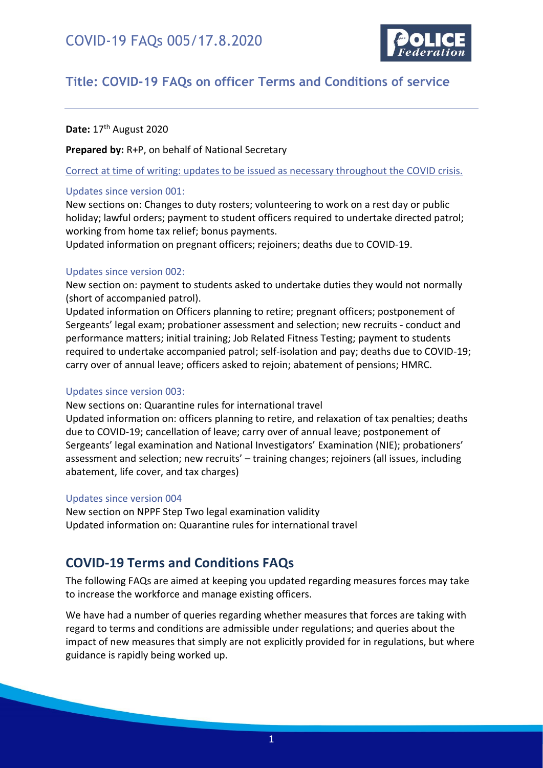# COVID-19 FAQs 005/17.8.2020

## Title: COVID-19 FAQs on officer Terms and Conditions of service

**Date:** 17th August 2020

**Prepared by:** R+P, on behalf of National Secretary

Correct at time of writing: updates to be issued as necessary throughout the COVID crisis.

### Updates since version 001:

New sections on: Changes to duty rosters; volunteering to work on a rest day or public holiday; lawful orders; payment to student officers required to undertake directed patrol; working from home tax relief; bonus payments.

Updated information on pregnant officers; rejoiners; deaths due to COVID-19.

### Updates since version 002:

New section on: payment to students asked to undertake duties they would not normally (short of accompanied patrol).

Updated information on Officers planning to retire; pregnant officers; postponement of Sergeants' legal exam; probationer assessment and selection; new recruits - conduct and performance matters; initial training; Job Related Fitness Testing; payment to students required to undertake accompanied patrol; self-isolation and pay; deaths due to COVID-19; carry over of annual leave; officers asked to rejoin; abatement of pensions; HMRC.

### Updates since version 003:

New sections on: Quarantine rules for international travel

Updated information on: officers planning to retire, and relaxation of tax penalties; deaths due to COVID-19; cancellation of leave; carry over of annual leave; postponement of Sergeants' legal examination and National Investigators' Examination (NIE); probationers' assessment and selection; new recruits' – training changes; rejoiners (all issues, including abatement, life cover, and tax charges)

### Updates since version 004

New section on NPPF Step Two legal examination validity

Updated information on: Quarantine rules for international travel

## COVID-19 Terms and Conditions FAQs

The following FAQs are aimed at keeping you updated regarding measures forces may take to increase the workforce and manage existing officers.

We have had a number of queries regarding whether measures that forces are taking with regard to terms and conditions are admissible under regulations; and queries about the impact of new measures that simply are not explicitly provided for in regulations, but where guidance is rapidly being worked up.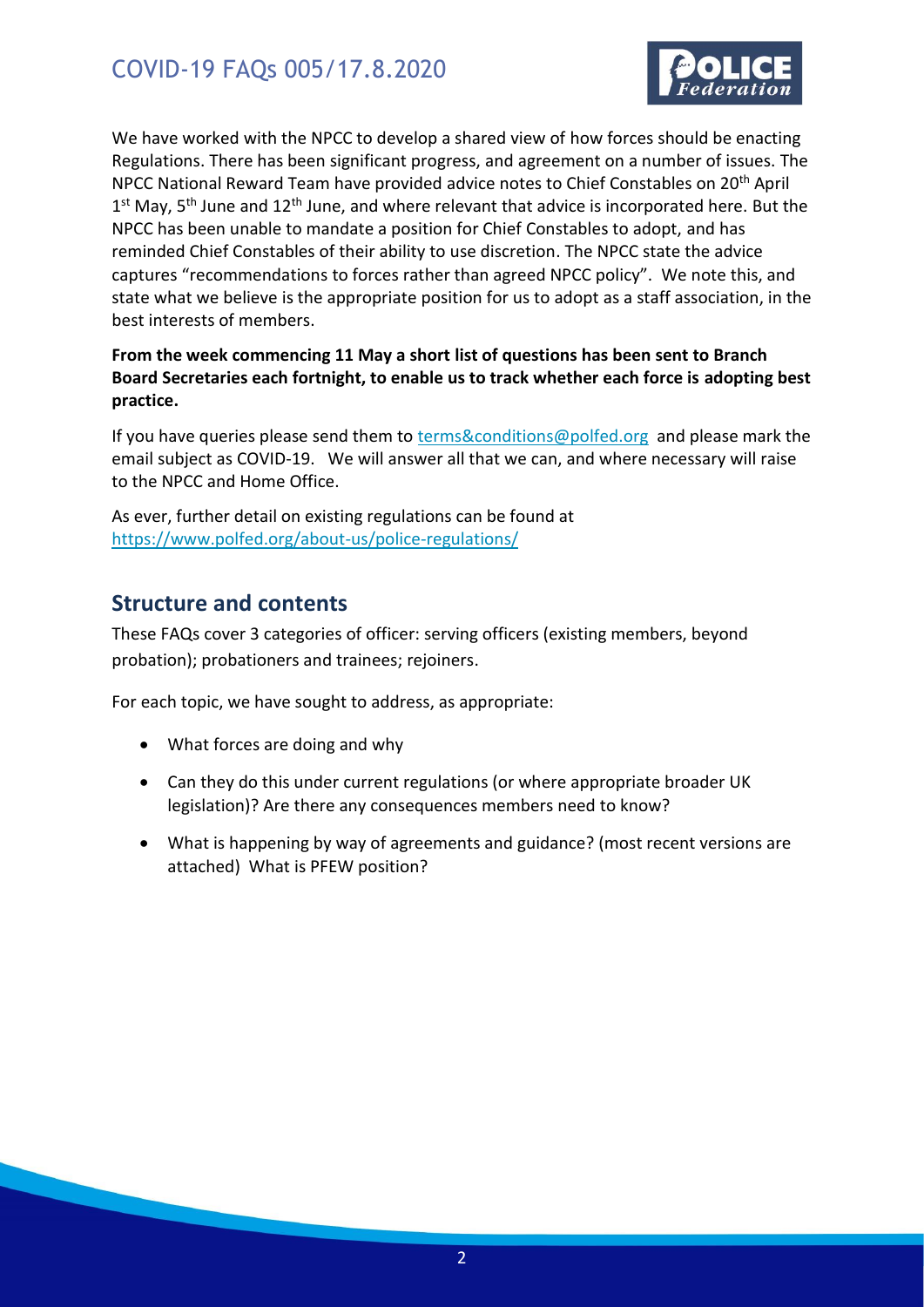We have worked with the NPCC to develop a shared view of how forces should be enacting Regulations. There has been significant progress, and agreement on a number of issues. The NPCC National Reward Team have provided advice notes to Chief Constables on 20th April 1st May, 5th June and 12th June, and where relevant that advice is incorporated here. But the NPCC has been unable to mandate a position for Chief Constables to adopt, and has reminded Chief Constables of their ability to use discretion. The NPCC state the advice captures "recommendations to forces rather than agreed NPCC policy". We note this, and state what we believe is the appropriate position for us to adopt as a staff association, in the best interests of members.

**From the week commencing 11 May a short list of questions has been sent to Branch Board Secretaries each fortnight, to enable us to track whether each force is adopting best practice.**

If you have queries please send them to terms&conditions@polfed.org and please mark the email subject as COVID-19. We will answer all that we can, and where necessary will raise to the NPCC and Home Office.

As ever, further detail on existing regulations can be found at https://www.polfed.org/about-us/police-regulations/

## Structure and contents

These FAQs cover 3 categories of officer: serving officers (existing members, beyond probation); probationers and trainees; rejoiners.

For each topic, we have sought to address, as appropriate:

- What forces are doing and why
- Can they do this under current regulations (or where appropriate broader UK legislation)? Are there any consequences members need to know?
- What is happening by way of agreements and guidance? (most recent versions are attached) What is PFEW position?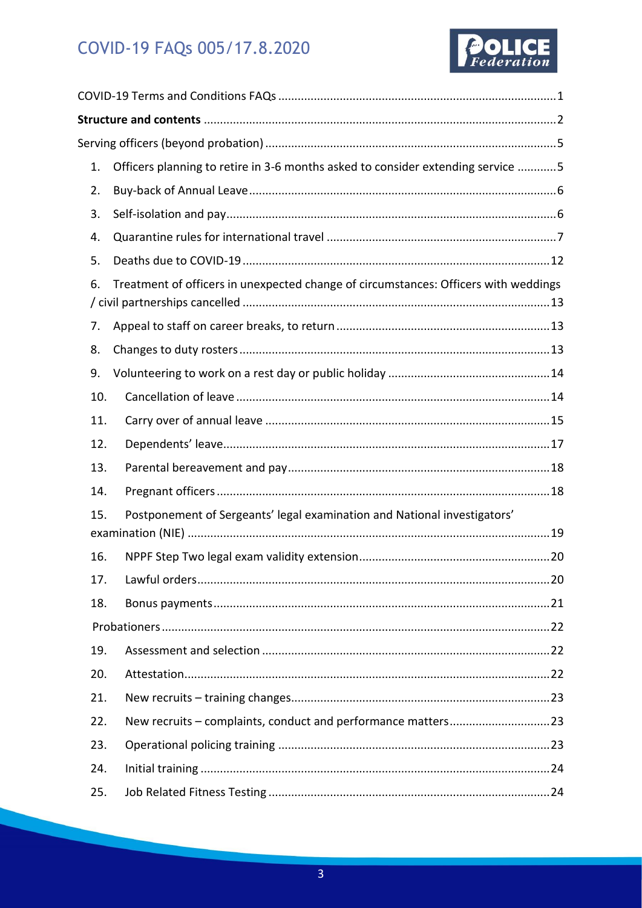COVID-19 Terms and Conditions FAQs ........ 1

**Structure and contents** ........ 2

Serving officers (beyond probation) ........ 5

1. Officers planning to retire in 3-6 months asked to consider extending service ........ 5
2. Buy-back of Annual Leave ........ 6
3. Self-isolation and pay ........ 6
4. Quarantine rules for international travel ........ 7
5. Deaths due to COVID-19 ........ 12
6. Treatment of officers in unexpected change of circumstances: Officers with weddings / civil partnerships cancelled ........ 13
7. Appeal to staff on career breaks, to return ........ 13
8. Changes to duty rosters ........ 13
9. Volunteering to work on a rest day or public holiday ........ 14
10. Cancellation of leave ........ 14
11. Carry over of annual leave ........ 15
12. Dependents' leave ........ 17
13. Parental bereavement and pay ........ 18
14. Pregnant officers ........ 18
15. Postponement of Sergeants' legal examination and National investigators' examination (NIE) ........ 19
16. NPPF Step Two legal exam validity extension ........ 20
17. Lawful orders ........ 20
18. Bonus payments ........ 21

Probationers ........ 22

19. Assessment and selection ........ 22
20. Attestation ........ 22
21. New recruits – training changes ........ 23
22. New recruits – complaints, conduct and performance matters ........ 23
23. Operational policing training ........ 23
24. Initial training ........ 24
25. Job Related Fitness Testing ........ 24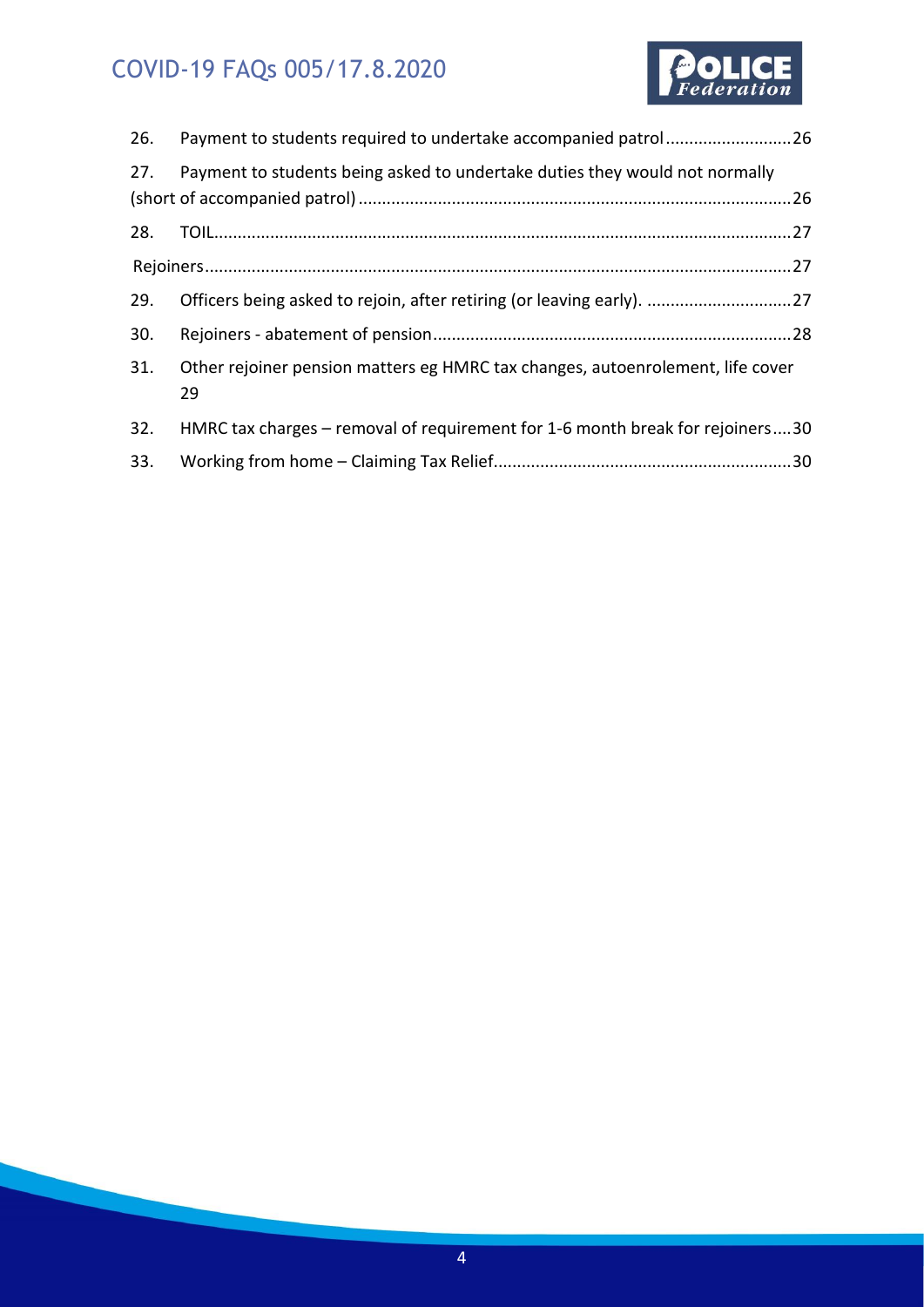26. Payment to students required to undertake accompanied patrol ........................... 26

27. Payment to students being asked to undertake duties they would not normally (short of accompanied patrol) ........................................................................................... 26

28. TOIL ........................................................................................................................... 27

Rejoiners ........................................................................................................................... 27

29. Officers being asked to rejoin, after retiring (or leaving early). ............................... 27

30. Rejoiners - abatement of pension ............................................................................. 28

31. Other rejoiner pension matters eg HMRC tax changes, autoenrolement, life cover 29

32. HMRC tax charges – removal of requirement for 1-6 month break for rejoiners .... 30

33. Working from home – Claiming Tax Relief ................................................................ 30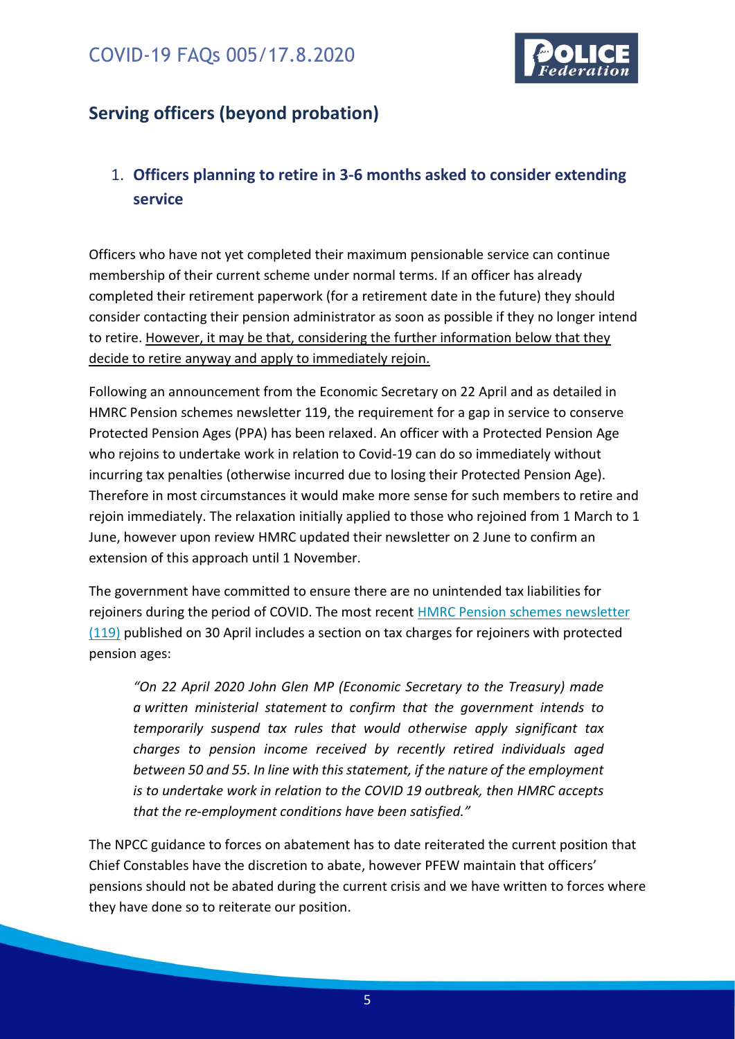## Serving officers (beyond probation)

1. **Officers planning to retire in 3-6 months asked to consider extending service**

Officers who have not yet completed their maximum pensionable service can continue membership of their current scheme under normal terms. If an officer has already completed their retirement paperwork (for a retirement date in the future) they should consider contacting their pension administrator as soon as possible if they no longer intend to retire. However, it may be that, considering the further information below that they decide to retire anyway and apply to immediately rejoin.

Following an announcement from the Economic Secretary on 22 April and as detailed in HMRC Pension schemes newsletter 119, the requirement for a gap in service to conserve Protected Pension Ages (PPA) has been relaxed. An officer with a Protected Pension Age who rejoins to undertake work in relation to Covid-19 can do so immediately without incurring tax penalties (otherwise incurred due to losing their Protected Pension Age). Therefore in most circumstances it would make more sense for such members to retire and rejoin immediately. The relaxation initially applied to those who rejoined from 1 March to 1 June, however upon review HMRC updated their newsletter on 2 June to confirm an extension of this approach until 1 November.

The government have committed to ensure there are no unintended tax liabilities for rejoiners during the period of COVID. The most recent HMRC Pension schemes newsletter (119) published on 30 April includes a section on tax charges for rejoiners with protected pension ages:

> *"On 22 April 2020 John Glen MP (Economic Secretary to the Treasury) made a written ministerial statement to confirm that the government intends to temporarily suspend tax rules that would otherwise apply significant tax charges to pension income received by recently retired individuals aged between 50 and 55. In line with this statement, if the nature of the employment is to undertake work in relation to the COVID 19 outbreak, then HMRC accepts that the re-employment conditions have been satisfied."*

The NPCC guidance to forces on abatement has to date reiterated the current position that Chief Constables have the discretion to abate, however PFEW maintain that officers' pensions should not be abated during the current crisis and we have written to forces where they have done so to reiterate our position.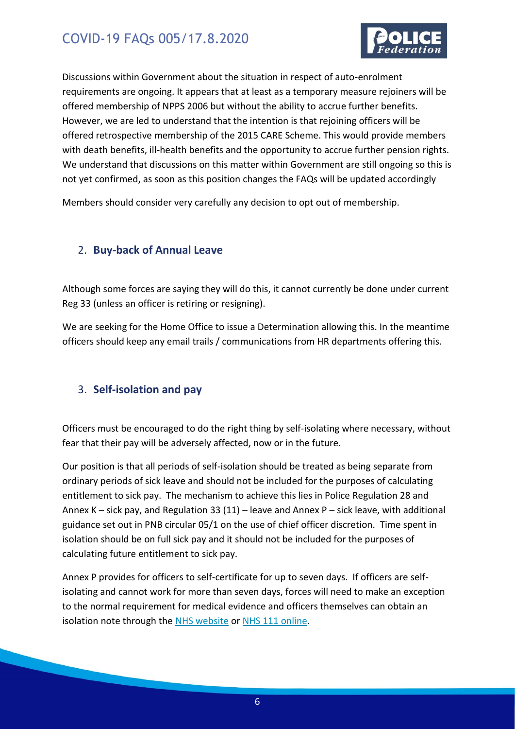Discussions within Government about the situation in respect of auto-enrolment requirements are ongoing. It appears that at least as a temporary measure rejoiners will be offered membership of NPPS 2006 but without the ability to accrue further benefits. However, we are led to understand that the intention is that rejoining officers will be offered retrospective membership of the 2015 CARE Scheme. This would provide members with death benefits, ill-health benefits and the opportunity to accrue further pension rights. We understand that discussions on this matter within Government are still ongoing so this is not yet confirmed, as soon as this position changes the FAQs will be updated accordingly

Members should consider very carefully any decision to opt out of membership.

## 2. **Buy-back of Annual Leave**

Although some forces are saying they will do this, it cannot currently be done under current Reg 33 (unless an officer is retiring or resigning).

We are seeking for the Home Office to issue a Determination allowing this. In the meantime officers should keep any email trails / communications from HR departments offering this.

## 3. **Self-isolation and pay**

Officers must be encouraged to do the right thing by self-isolating where necessary, without fear that their pay will be adversely affected, now or in the future.

Our position is that all periods of self-isolation should be treated as being separate from ordinary periods of sick leave and should not be included for the purposes of calculating entitlement to sick pay. The mechanism to achieve this lies in Police Regulation 28 and Annex K – sick pay, and Regulation 33 (11) – leave and Annex P – sick leave, with additional guidance set out in PNB circular 05/1 on the use of chief officer discretion. Time spent in isolation should be on full sick pay and it should not be included for the purposes of calculating future entitlement to sick pay.

Annex P provides for officers to self-certificate for up to seven days. If officers are self-isolating and cannot work for more than seven days, forces will need to make an exception to the normal requirement for medical evidence and officers themselves can obtain an isolation note through the NHS website or NHS 111 online.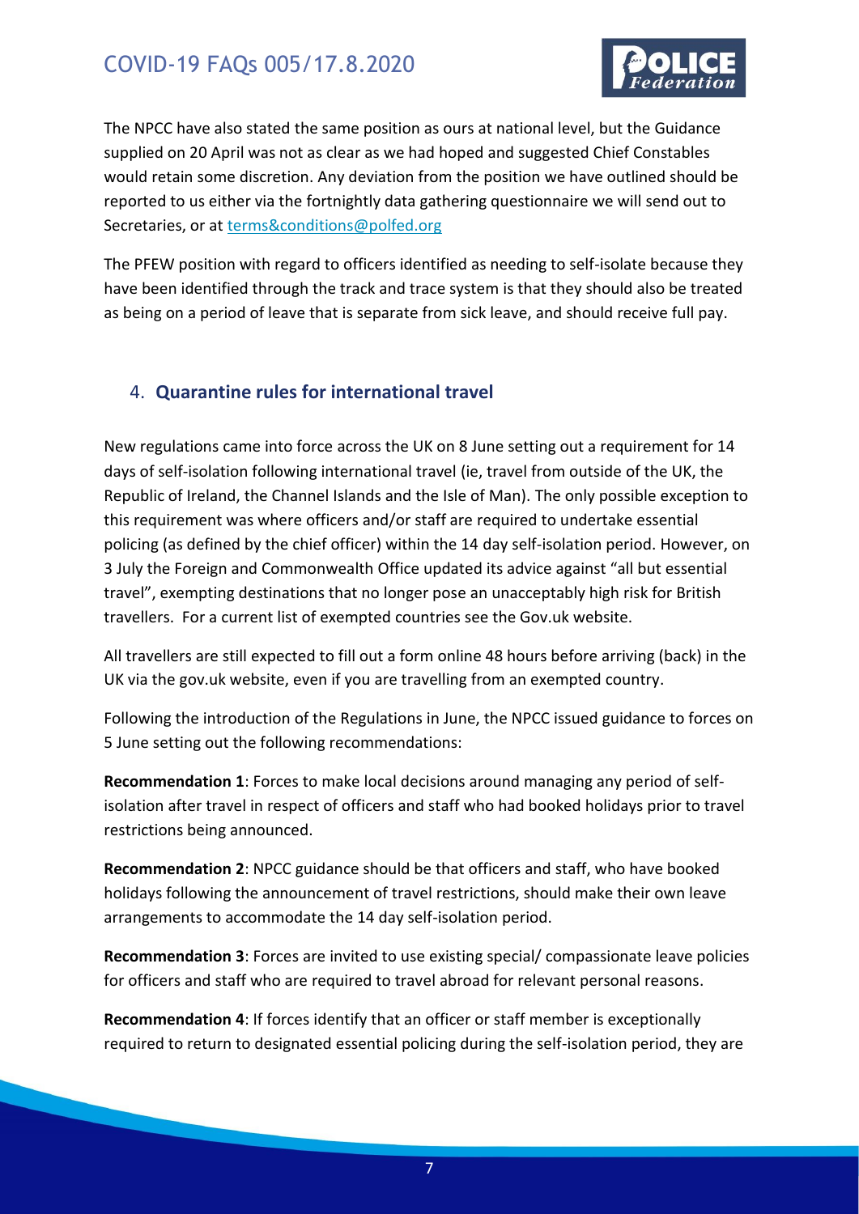The NPCC have also stated the same position as ours at national level, but the Guidance supplied on 20 April was not as clear as we had hoped and suggested Chief Constables would retain some discretion. Any deviation from the position we have outlined should be reported to us either via the fortnightly data gathering questionnaire we will send out to Secretaries, or at terms&conditions@polfed.org

The PFEW position with regard to officers identified as needing to self-isolate because they have been identified through the track and trace system is that they should also be treated as being on a period of leave that is separate from sick leave, and should receive full pay.

## 4. **Quarantine rules for international travel**

New regulations came into force across the UK on 8 June setting out a requirement for 14 days of self-isolation following international travel (ie, travel from outside of the UK, the Republic of Ireland, the Channel Islands and the Isle of Man). The only possible exception to this requirement was where officers and/or staff are required to undertake essential policing (as defined by the chief officer) within the 14 day self-isolation period. However, on 3 July the Foreign and Commonwealth Office updated its advice against "all but essential travel", exempting destinations that no longer pose an unacceptably high risk for British travellers. For a current list of exempted countries see the Gov.uk website.

All travellers are still expected to fill out a form online 48 hours before arriving (back) in the UK via the gov.uk website, even if you are travelling from an exempted country.

Following the introduction of the Regulations in June, the NPCC issued guidance to forces on 5 June setting out the following recommendations:

**Recommendation 1**: Forces to make local decisions around managing any period of self-isolation after travel in respect of officers and staff who had booked holidays prior to travel restrictions being announced.

**Recommendation 2**: NPCC guidance should be that officers and staff, who have booked holidays following the announcement of travel restrictions, should make their own leave arrangements to accommodate the 14 day self-isolation period.

**Recommendation 3**: Forces are invited to use existing special/ compassionate leave policies for officers and staff who are required to travel abroad for relevant personal reasons.

**Recommendation 4**: If forces identify that an officer or staff member is exceptionally required to return to designated essential policing during the self-isolation period, they are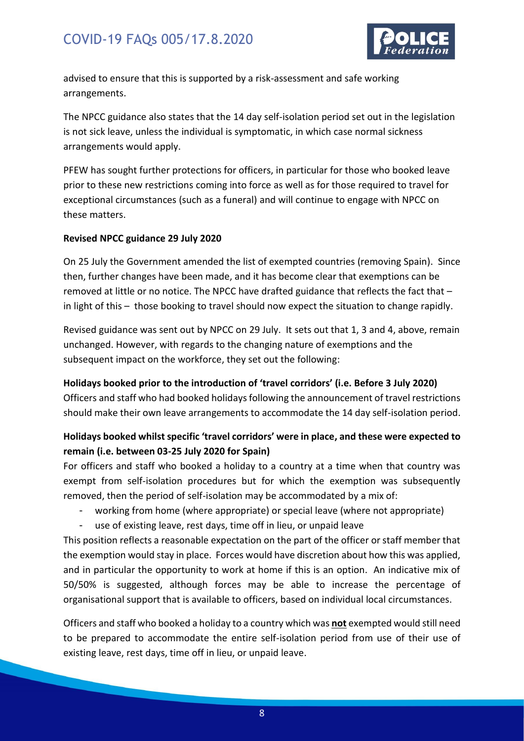advised to ensure that this is supported by a risk-assessment and safe working arrangements.

The NPCC guidance also states that the 14 day self-isolation period set out in the legislation is not sick leave, unless the individual is symptomatic, in which case normal sickness arrangements would apply.

PFEW has sought further protections for officers, in particular for those who booked leave prior to these new restrictions coming into force as well as for those required to travel for exceptional circumstances (such as a funeral) and will continue to engage with NPCC on these matters.

**Revised NPCC guidance 29 July 2020**

On 25 July the Government amended the list of exempted countries (removing Spain). Since then, further changes have been made, and it has become clear that exemptions can be removed at little or no notice. The NPCC have drafted guidance that reflects the fact that – in light of this – those booking to travel should now expect the situation to change rapidly.

Revised guidance was sent out by NPCC on 29 July. It sets out that 1, 3 and 4, above, remain unchanged. However, with regards to the changing nature of exemptions and the subsequent impact on the workforce, they set out the following:

**Holidays booked prior to the introduction of 'travel corridors' (i.e. Before 3 July 2020)**
Officers and staff who had booked holidays following the announcement of travel restrictions should make their own leave arrangements to accommodate the 14 day self-isolation period.

**Holidays booked whilst specific 'travel corridors' were in place, and these were expected to remain (i.e. between 03-25 July 2020 for Spain)**
For officers and staff who booked a holiday to a country at a time when that country was exempt from self-isolation procedures but for which the exemption was subsequently removed, then the period of self-isolation may be accommodated by a mix of:

- working from home (where appropriate) or special leave (where not appropriate)
- use of existing leave, rest days, time off in lieu, or unpaid leave

This position reflects a reasonable expectation on the part of the officer or staff member that the exemption would stay in place. Forces would have discretion about how this was applied, and in particular the opportunity to work at home if this is an option. An indicative mix of 50/50% is suggested, although forces may be able to increase the percentage of organisational support that is available to officers, based on individual local circumstances.

Officers and staff who booked a holiday to a country which was **not** exempted would still need to be prepared to accommodate the entire self-isolation period from use of their use of existing leave, rest days, time off in lieu, or unpaid leave.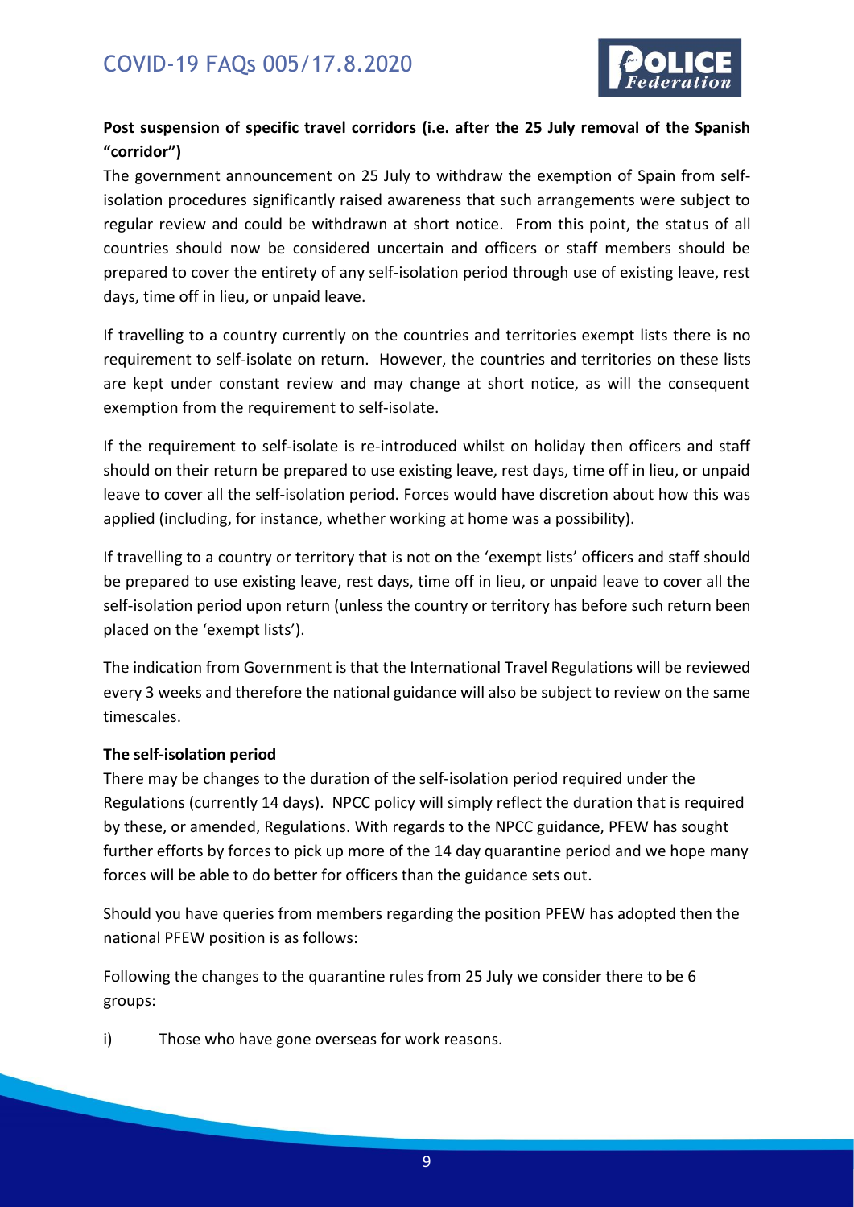**Post suspension of specific travel corridors (i.e. after the 25 July removal of the Spanish "corridor")**

The government announcement on 25 July to withdraw the exemption of Spain from self-isolation procedures significantly raised awareness that such arrangements were subject to regular review and could be withdrawn at short notice. From this point, the status of all countries should now be considered uncertain and officers or staff members should be prepared to cover the entirety of any self-isolation period through use of existing leave, rest days, time off in lieu, or unpaid leave.

If travelling to a country currently on the countries and territories exempt lists there is no requirement to self-isolate on return. However, the countries and territories on these lists are kept under constant review and may change at short notice, as will the consequent exemption from the requirement to self-isolate.

If the requirement to self-isolate is re-introduced whilst on holiday then officers and staff should on their return be prepared to use existing leave, rest days, time off in lieu, or unpaid leave to cover all the self-isolation period. Forces would have discretion about how this was applied (including, for instance, whether working at home was a possibility).

If travelling to a country or territory that is not on the 'exempt lists' officers and staff should be prepared to use existing leave, rest days, time off in lieu, or unpaid leave to cover all the self-isolation period upon return (unless the country or territory has before such return been placed on the 'exempt lists').

The indication from Government is that the International Travel Regulations will be reviewed every 3 weeks and therefore the national guidance will also be subject to review on the same timescales.

**The self-isolation period**

There may be changes to the duration of the self-isolation period required under the Regulations (currently 14 days). NPCC policy will simply reflect the duration that is required by these, or amended, Regulations. With regards to the NPCC guidance, PFEW has sought further efforts by forces to pick up more of the 14 day quarantine period and we hope many forces will be able to do better for officers than the guidance sets out.

Should you have queries from members regarding the position PFEW has adopted then the national PFEW position is as follows:

Following the changes to the quarantine rules from 25 July we consider there to be 6 groups:

i) Those who have gone overseas for work reasons.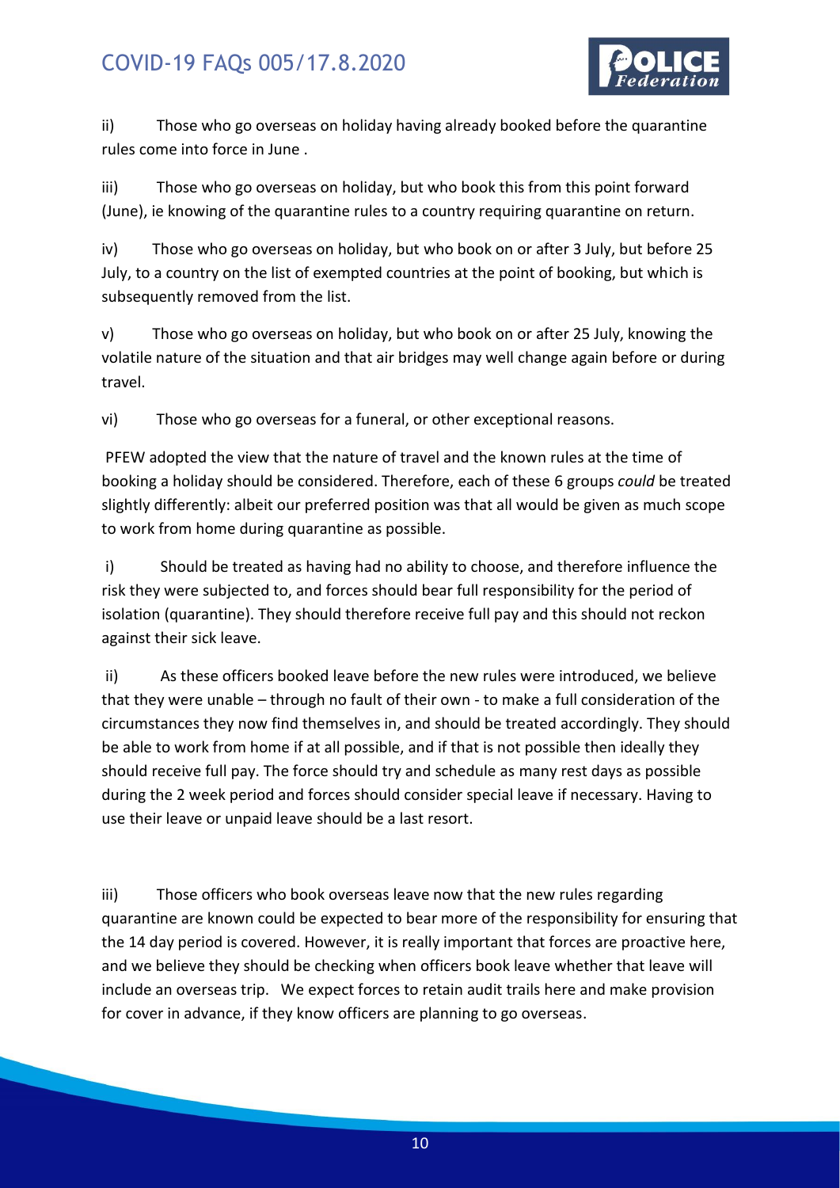ii) Those who go overseas on holiday having already booked before the quarantine rules come into force in June .

iii) Those who go overseas on holiday, but who book this from this point forward (June), ie knowing of the quarantine rules to a country requiring quarantine on return.

iv) Those who go overseas on holiday, but who book on or after 3 July, but before 25 July, to a country on the list of exempted countries at the point of booking, but which is subsequently removed from the list.

v) Those who go overseas on holiday, but who book on or after 25 July, knowing the volatile nature of the situation and that air bridges may well change again before or during travel.

vi) Those who go overseas for a funeral, or other exceptional reasons.

PFEW adopted the view that the nature of travel and the known rules at the time of booking a holiday should be considered. Therefore, each of these 6 groups *could* be treated slightly differently: albeit our preferred position was that all would be given as much scope to work from home during quarantine as possible.

i) Should be treated as having had no ability to choose, and therefore influence the risk they were subjected to, and forces should bear full responsibility for the period of isolation (quarantine). They should therefore receive full pay and this should not reckon against their sick leave.

ii) As these officers booked leave before the new rules were introduced, we believe that they were unable – through no fault of their own - to make a full consideration of the circumstances they now find themselves in, and should be treated accordingly. They should be able to work from home if at all possible, and if that is not possible then ideally they should receive full pay. The force should try and schedule as many rest days as possible during the 2 week period and forces should consider special leave if necessary. Having to use their leave or unpaid leave should be a last resort.

iii) Those officers who book overseas leave now that the new rules regarding quarantine are known could be expected to bear more of the responsibility for ensuring that the 14 day period is covered. However, it is really important that forces are proactive here, and we believe they should be checking when officers book leave whether that leave will include an overseas trip. We expect forces to retain audit trails here and make provision for cover in advance, if they know officers are planning to go overseas.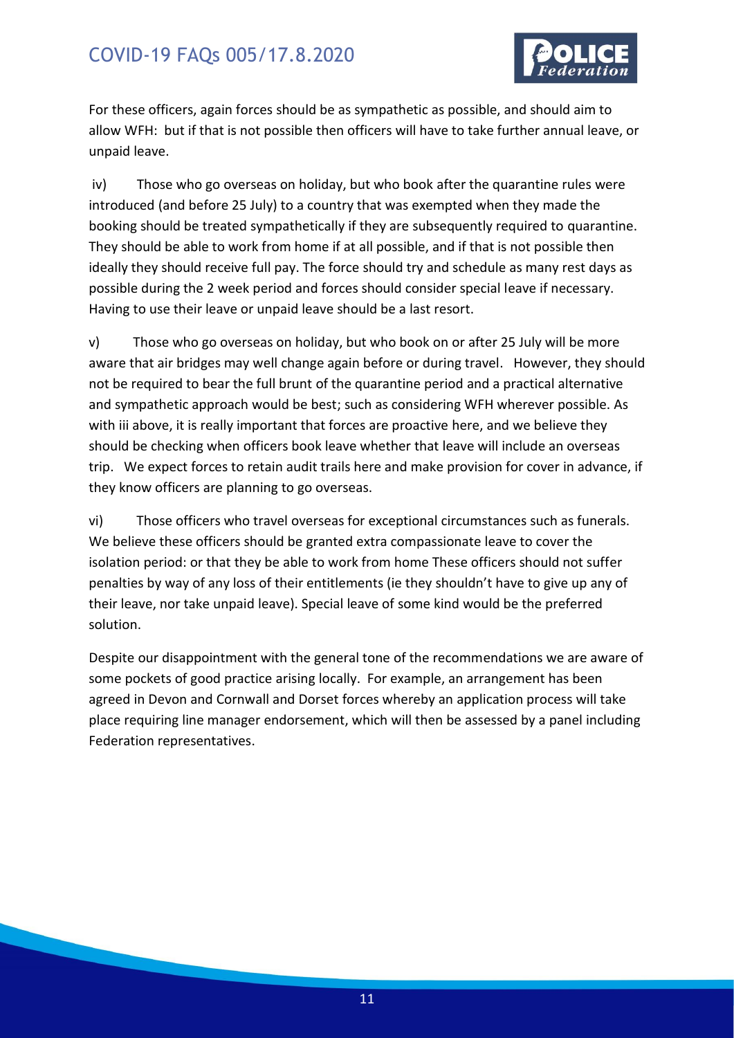For these officers, again forces should be as sympathetic as possible, and should aim to allow WFH: but if that is not possible then officers will have to take further annual leave, or unpaid leave.

iv) Those who go overseas on holiday, but who book after the quarantine rules were introduced (and before 25 July) to a country that was exempted when they made the booking should be treated sympathetically if they are subsequently required to quarantine. They should be able to work from home if at all possible, and if that is not possible then ideally they should receive full pay. The force should try and schedule as many rest days as possible during the 2 week period and forces should consider special leave if necessary. Having to use their leave or unpaid leave should be a last resort.

v) Those who go overseas on holiday, but who book on or after 25 July will be more aware that air bridges may well change again before or during travel. However, they should not be required to bear the full brunt of the quarantine period and a practical alternative and sympathetic approach would be best; such as considering WFH wherever possible. As with iii above, it is really important that forces are proactive here, and we believe they should be checking when officers book leave whether that leave will include an overseas trip. We expect forces to retain audit trails here and make provision for cover in advance, if they know officers are planning to go overseas.

vi) Those officers who travel overseas for exceptional circumstances such as funerals. We believe these officers should be granted extra compassionate leave to cover the isolation period: or that they be able to work from home These officers should not suffer penalties by way of any loss of their entitlements (ie they shouldn't have to give up any of their leave, nor take unpaid leave). Special leave of some kind would be the preferred solution.

Despite our disappointment with the general tone of the recommendations we are aware of some pockets of good practice arising locally. For example, an arrangement has been agreed in Devon and Cornwall and Dorset forces whereby an application process will take place requiring line manager endorsement, which will then be assessed by a panel including Federation representatives.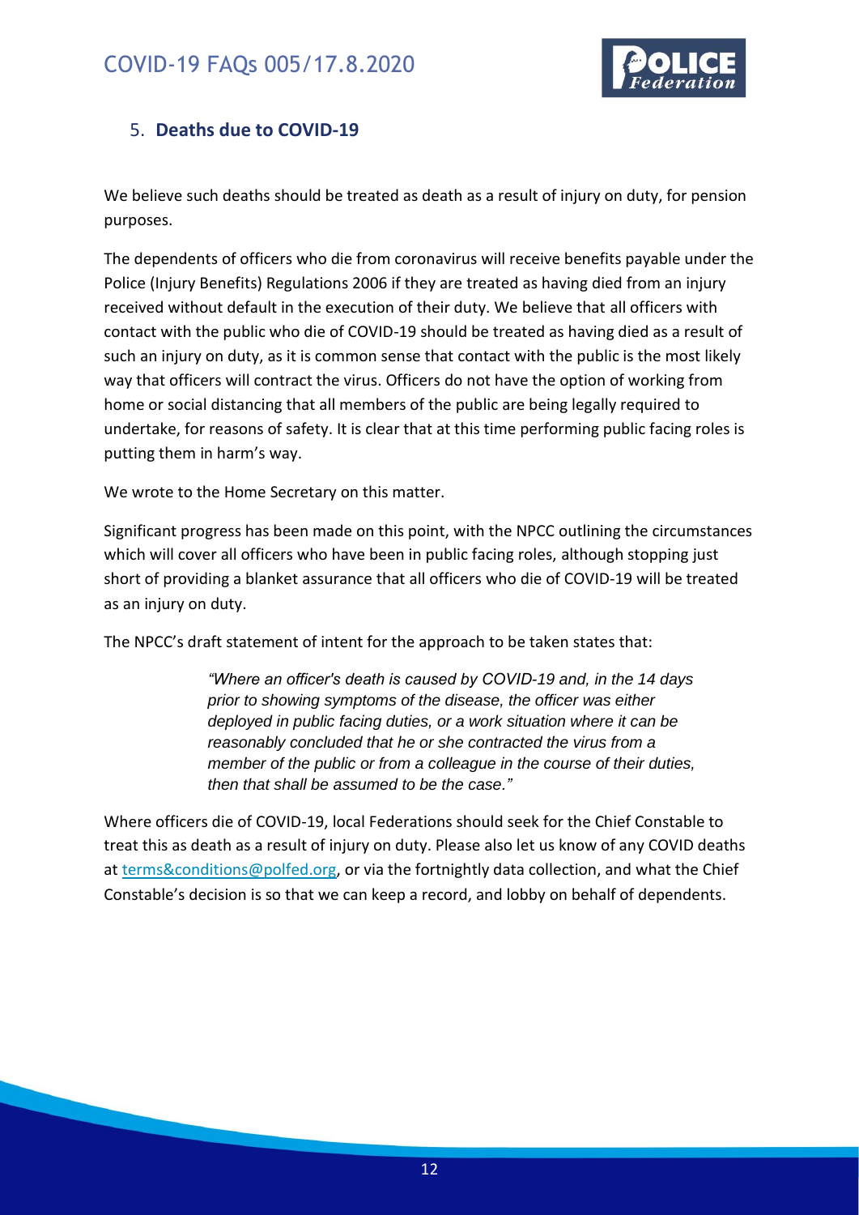## 5. **Deaths due to COVID-19**

We believe such deaths should be treated as death as a result of injury on duty, for pension purposes.

The dependents of officers who die from coronavirus will receive benefits payable under the Police (Injury Benefits) Regulations 2006 if they are treated as having died from an injury received without default in the execution of their duty. We believe that all officers with contact with the public who die of COVID-19 should be treated as having died as a result of such an injury on duty, as it is common sense that contact with the public is the most likely way that officers will contract the virus. Officers do not have the option of working from home or social distancing that all members of the public are being legally required to undertake, for reasons of safety. It is clear that at this time performing public facing roles is putting them in harm's way.

We wrote to the Home Secretary on this matter.

Significant progress has been made on this point, with the NPCC outlining the circumstances which will cover all officers who have been in public facing roles, although stopping just short of providing a blanket assurance that all officers who die of COVID-19 will be treated as an injury on duty.

The NPCC's draft statement of intent for the approach to be taken states that:

> *"Where an officer's death is caused by COVID-19 and, in the 14 days prior to showing symptoms of the disease, the officer was either deployed in public facing duties, or a work situation where it can be reasonably concluded that he or she contracted the virus from a member of the public or from a colleague in the course of their duties, then that shall be assumed to be the case."*

Where officers die of COVID-19, local Federations should seek for the Chief Constable to treat this as death as a result of injury on duty. Please also let us know of any COVID deaths at terms&conditions@polfed.org, or via the fortnightly data collection, and what the Chief Constable's decision is so that we can keep a record, and lobby on behalf of dependents.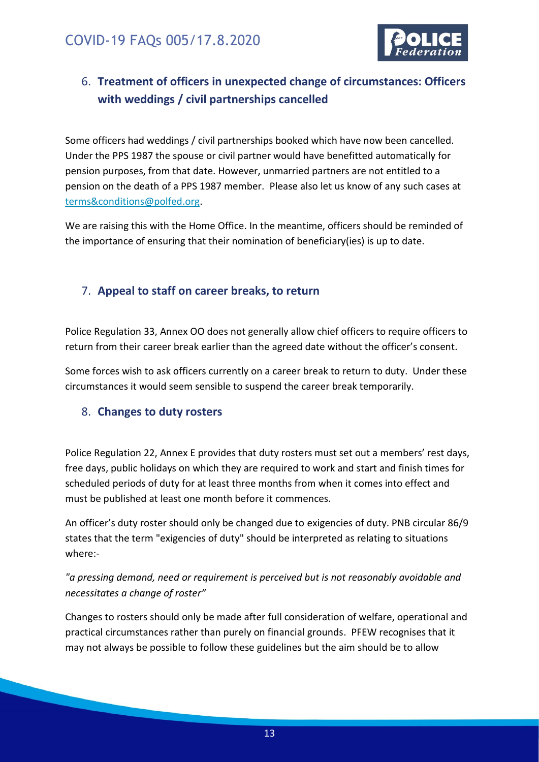## 6. **Treatment of officers in unexpected change of circumstances: Officers with weddings / civil partnerships cancelled**

Some officers had weddings / civil partnerships booked which have now been cancelled. Under the PPS 1987 the spouse or civil partner would have benefitted automatically for pension purposes, from that date. However, unmarried partners are not entitled to a pension on the death of a PPS 1987 member. Please also let us know of any such cases at terms&conditions@polfed.org.

We are raising this with the Home Office. In the meantime, officers should be reminded of the importance of ensuring that their nomination of beneficiary(ies) is up to date.

## 7. **Appeal to staff on career breaks, to return**

Police Regulation 33, Annex OO does not generally allow chief officers to require officers to return from their career break earlier than the agreed date without the officer's consent.

Some forces wish to ask officers currently on a career break to return to duty. Under these circumstances it would seem sensible to suspend the career break temporarily.

## 8. **Changes to duty rosters**

Police Regulation 22, Annex E provides that duty rosters must set out a members' rest days, free days, public holidays on which they are required to work and start and finish times for scheduled periods of duty for at least three months from when it comes into effect and must be published at least one month before it commences.

An officer's duty roster should only be changed due to exigencies of duty. PNB circular 86/9 states that the term "exigencies of duty" should be interpreted as relating to situations where:-

*"a pressing demand, need or requirement is perceived but is not reasonably avoidable and necessitates a change of roster"*

Changes to rosters should only be made after full consideration of welfare, operational and practical circumstances rather than purely on financial grounds. PFEW recognises that it may not always be possible to follow these guidelines but the aim should be to allow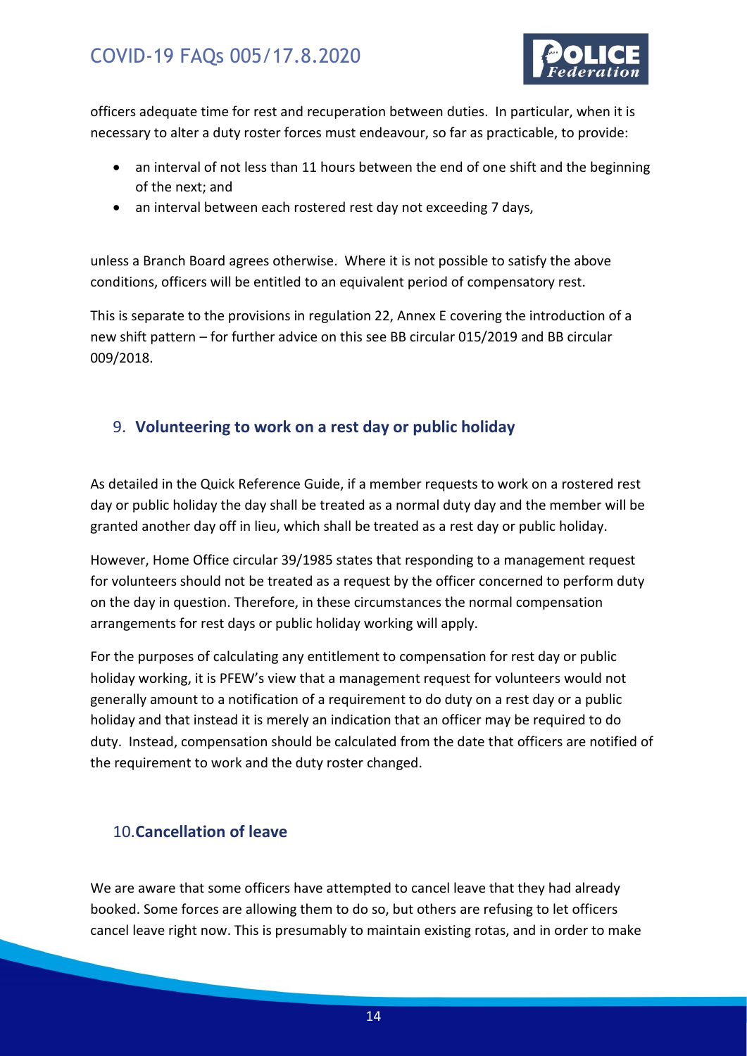officers adequate time for rest and recuperation between duties. In particular, when it is necessary to alter a duty roster forces must endeavour, so far as practicable, to provide:

- an interval of not less than 11 hours between the end of one shift and the beginning of the next; and
- an interval between each rostered rest day not exceeding 7 days,

unless a Branch Board agrees otherwise. Where it is not possible to satisfy the above conditions, officers will be entitled to an equivalent period of compensatory rest.

This is separate to the provisions in regulation 22, Annex E covering the introduction of a new shift pattern – for further advice on this see BB circular 015/2019 and BB circular 009/2018.

## 9. Volunteering to work on a rest day or public holiday

As detailed in the Quick Reference Guide, if a member requests to work on a rostered rest day or public holiday the day shall be treated as a normal duty day and the member will be granted another day off in lieu, which shall be treated as a rest day or public holiday.

However, Home Office circular 39/1985 states that responding to a management request for volunteers should not be treated as a request by the officer concerned to perform duty on the day in question. Therefore, in these circumstances the normal compensation arrangements for rest days or public holiday working will apply.

For the purposes of calculating any entitlement to compensation for rest day or public holiday working, it is PFEW's view that a management request for volunteers would not generally amount to a notification of a requirement to do duty on a rest day or a public holiday and that instead it is merely an indication that an officer may be required to do duty. Instead, compensation should be calculated from the date that officers are notified of the requirement to work and the duty roster changed.

## 10. Cancellation of leave

We are aware that some officers have attempted to cancel leave that they had already booked. Some forces are allowing them to do so, but others are refusing to let officers cancel leave right now. This is presumably to maintain existing rotas, and in order to make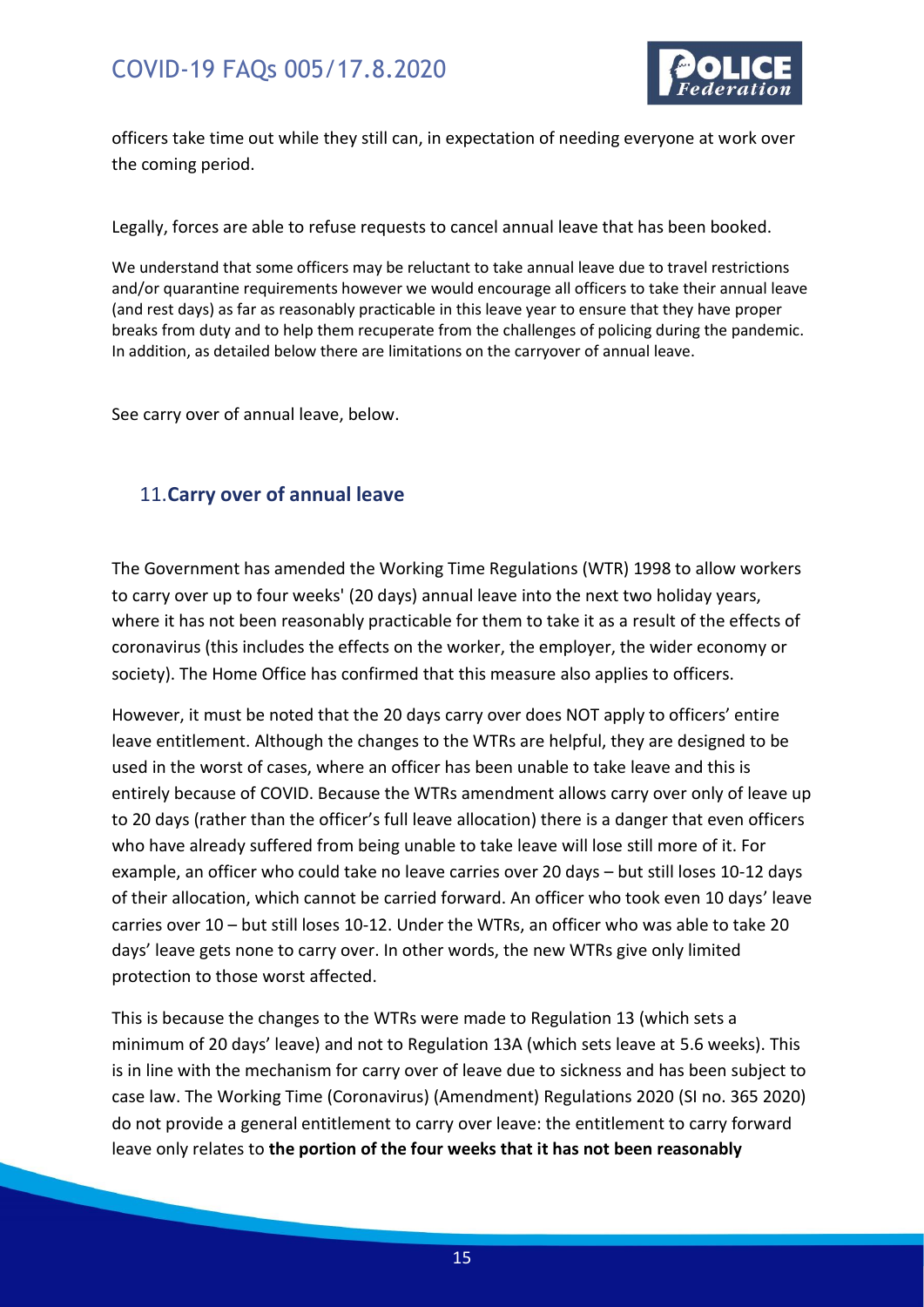officers take time out while they still can, in expectation of needing everyone at work over the coming period.

Legally, forces are able to refuse requests to cancel annual leave that has been booked.

We understand that some officers may be reluctant to take annual leave due to travel restrictions and/or quarantine requirements however we would encourage all officers to take their annual leave (and rest days) as far as reasonably practicable in this leave year to ensure that they have proper breaks from duty and to help them recuperate from the challenges of policing during the pandemic. In addition, as detailed below there are limitations on the carryover of annual leave.

See carry over of annual leave, below.

## 11. **Carry over of annual leave**

The Government has amended the Working Time Regulations (WTR) 1998 to allow workers to carry over up to four weeks' (20 days) annual leave into the next two holiday years, where it has not been reasonably practicable for them to take it as a result of the effects of coronavirus (this includes the effects on the worker, the employer, the wider economy or society). The Home Office has confirmed that this measure also applies to officers.

However, it must be noted that the 20 days carry over does NOT apply to officers' entire leave entitlement. Although the changes to the WTRs are helpful, they are designed to be used in the worst of cases, where an officer has been unable to take leave and this is entirely because of COVID. Because the WTRs amendment allows carry over only of leave up to 20 days (rather than the officer's full leave allocation) there is a danger that even officers who have already suffered from being unable to take leave will lose still more of it. For example, an officer who could take no leave carries over 20 days – but still loses 10-12 days of their allocation, which cannot be carried forward. An officer who took even 10 days' leave carries over 10 – but still loses 10-12. Under the WTRs, an officer who was able to take 20 days' leave gets none to carry over. In other words, the new WTRs give only limited protection to those worst affected.

This is because the changes to the WTRs were made to Regulation 13 (which sets a minimum of 20 days' leave) and not to Regulation 13A (which sets leave at 5.6 weeks). This is in line with the mechanism for carry over of leave due to sickness and has been subject to case law. The Working Time (Coronavirus) (Amendment) Regulations 2020 (SI no. 365 2020) do not provide a general entitlement to carry over leave: the entitlement to carry forward leave only relates to **the portion of the four weeks that it has not been reasonably**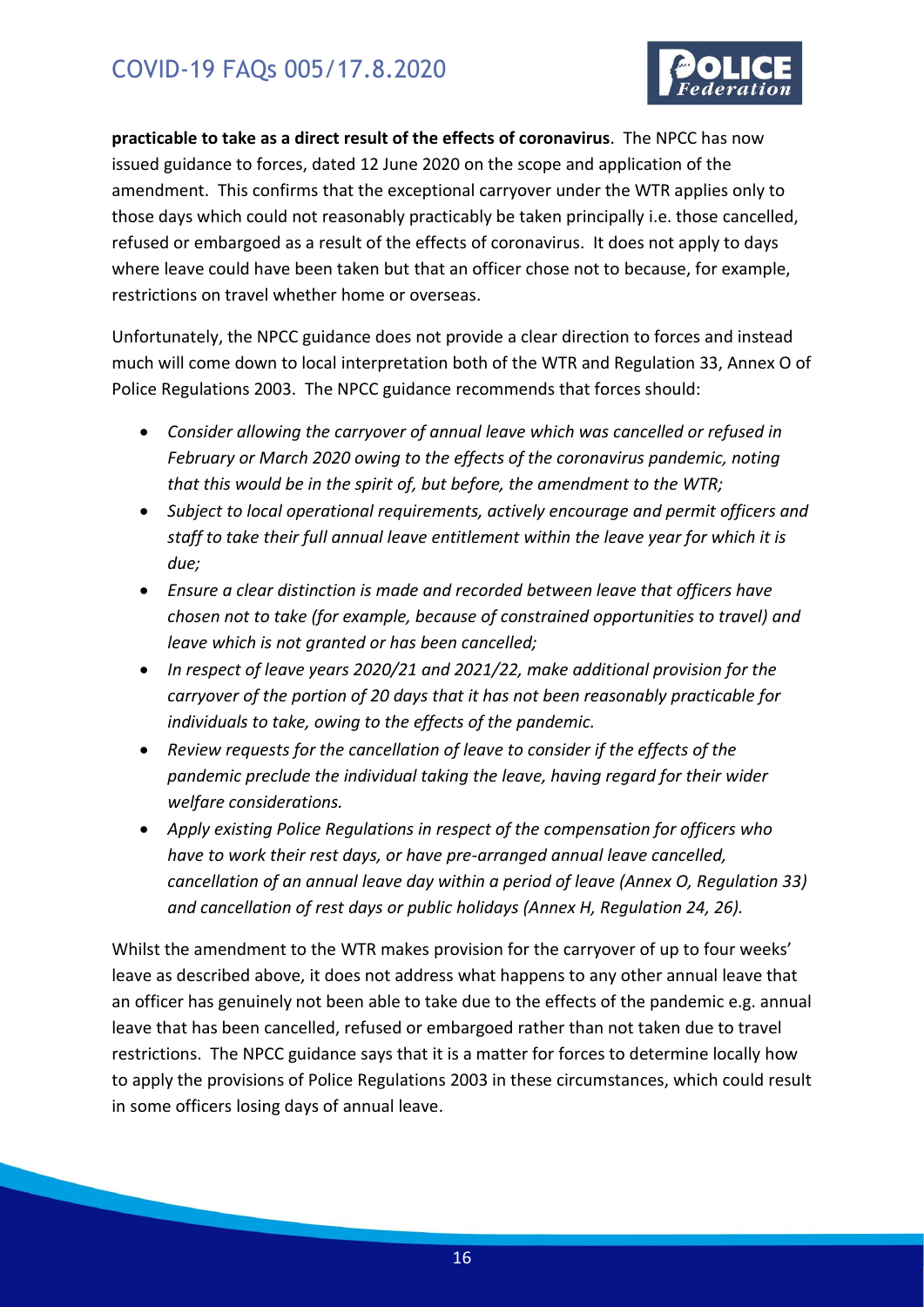**practicable to take as a direct result of the effects of coronavirus**. The NPCC has now issued guidance to forces, dated 12 June 2020 on the scope and application of the amendment. This confirms that the exceptional carryover under the WTR applies only to those days which could not reasonably practicably be taken principally i.e. those cancelled, refused or embargoed as a result of the effects of coronavirus. It does not apply to days where leave could have been taken but that an officer chose not to because, for example, restrictions on travel whether home or overseas.

Unfortunately, the NPCC guidance does not provide a clear direction to forces and instead much will come down to local interpretation both of the WTR and Regulation 33, Annex O of Police Regulations 2003. The NPCC guidance recommends that forces should:

- *Consider allowing the carryover of annual leave which was cancelled or refused in February or March 2020 owing to the effects of the coronavirus pandemic, noting that this would be in the spirit of, but before, the amendment to the WTR;*
- *Subject to local operational requirements, actively encourage and permit officers and staff to take their full annual leave entitlement within the leave year for which it is due;*
- *Ensure a clear distinction is made and recorded between leave that officers have chosen not to take (for example, because of constrained opportunities to travel) and leave which is not granted or has been cancelled;*
- *In respect of leave years 2020/21 and 2021/22, make additional provision for the carryover of the portion of 20 days that it has not been reasonably practicable for individuals to take, owing to the effects of the pandemic.*
- *Review requests for the cancellation of leave to consider if the effects of the pandemic preclude the individual taking the leave, having regard for their wider welfare considerations.*
- *Apply existing Police Regulations in respect of the compensation for officers who have to work their rest days, or have pre-arranged annual leave cancelled, cancellation of an annual leave day within a period of leave (Annex O, Regulation 33) and cancellation of rest days or public holidays (Annex H, Regulation 24, 26).*

Whilst the amendment to the WTR makes provision for the carryover of up to four weeks' leave as described above, it does not address what happens to any other annual leave that an officer has genuinely not been able to take due to the effects of the pandemic e.g. annual leave that has been cancelled, refused or embargoed rather than not taken due to travel restrictions. The NPCC guidance says that it is a matter for forces to determine locally how to apply the provisions of Police Regulations 2003 in these circumstances, which could result in some officers losing days of annual leave.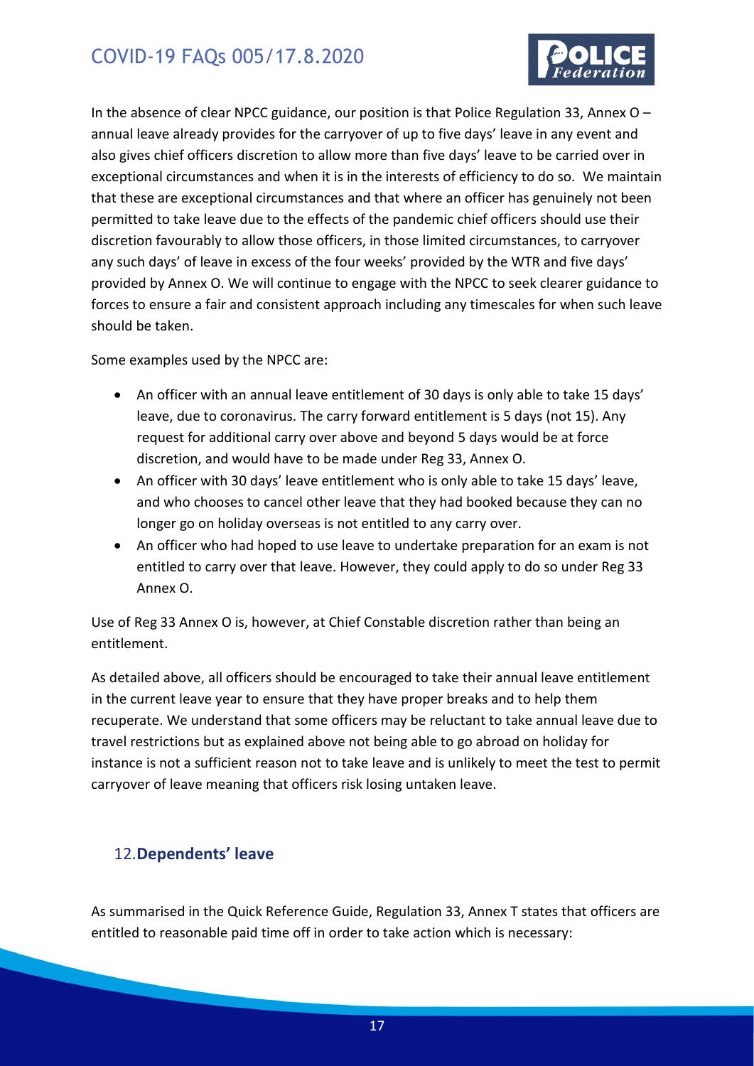In the absence of clear NPCC guidance, our position is that Police Regulation 33, Annex O – annual leave already provides for the carryover of up to five days' leave in any event and also gives chief officers discretion to allow more than five days' leave to be carried over in exceptional circumstances and when it is in the interests of efficiency to do so. We maintain that these are exceptional circumstances and that where an officer has genuinely not been permitted to take leave due to the effects of the pandemic chief officers should use their discretion favourably to allow those officers, in those limited circumstances, to carryover any such days' of leave in excess of the four weeks' provided by the WTR and five days' provided by Annex O. We will continue to engage with the NPCC to seek clearer guidance to forces to ensure a fair and consistent approach including any timescales for when such leave should be taken.

Some examples used by the NPCC are:

- An officer with an annual leave entitlement of 30 days is only able to take 15 days' leave, due to coronavirus. The carry forward entitlement is 5 days (not 15). Any request for additional carry over above and beyond 5 days would be at force discretion, and would have to be made under Reg 33, Annex O.
- An officer with 30 days' leave entitlement who is only able to take 15 days' leave, and who chooses to cancel other leave that they had booked because they can no longer go on holiday overseas is not entitled to any carry over.
- An officer who had hoped to use leave to undertake preparation for an exam is not entitled to carry over that leave. However, they could apply to do so under Reg 33 Annex O.

Use of Reg 33 Annex O is, however, at Chief Constable discretion rather than being an entitlement.

As detailed above, all officers should be encouraged to take their annual leave entitlement in the current leave year to ensure that they have proper breaks and to help them recuperate. We understand that some officers may be reluctant to take annual leave due to travel restrictions but as explained above not being able to go abroad on holiday for instance is not a sufficient reason not to take leave and is unlikely to meet the test to permit carryover of leave meaning that officers risk losing untaken leave.

## 12. Dependents' leave

As summarised in the Quick Reference Guide, Regulation 33, Annex T states that officers are entitled to reasonable paid time off in order to take action which is necessary: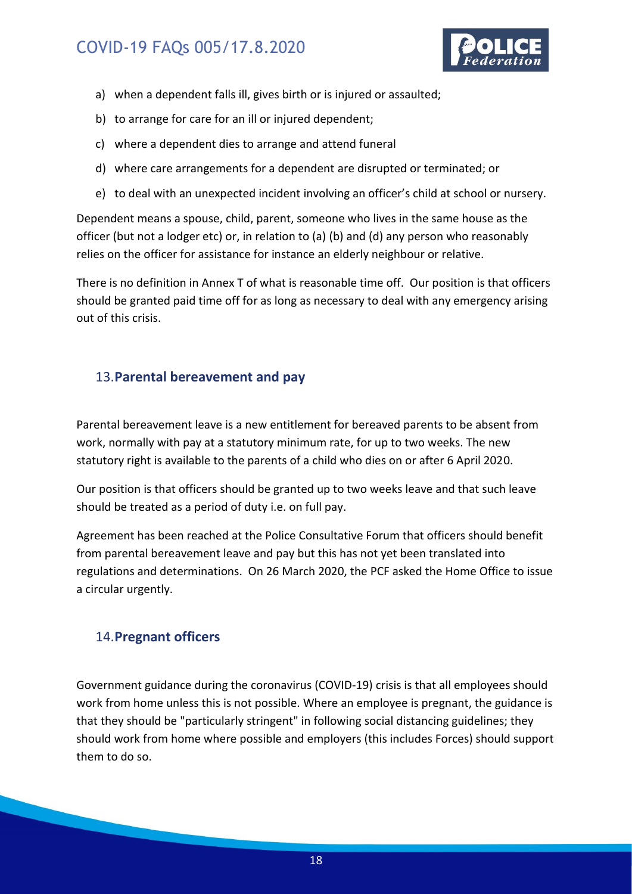a) when a dependent falls ill, gives birth or is injured or assaulted;
b) to arrange for care for an ill or injured dependent;
c) where a dependent dies to arrange and attend funeral
d) where care arrangements for a dependent are disrupted or terminated; or
e) to deal with an unexpected incident involving an officer's child at school or nursery.

Dependent means a spouse, child, parent, someone who lives in the same house as the officer (but not a lodger etc) or, in relation to (a) (b) and (d) any person who reasonably relies on the officer for assistance for instance an elderly neighbour or relative.

There is no definition in Annex T of what is reasonable time off. Our position is that officers should be granted paid time off for as long as necessary to deal with any emergency arising out of this crisis.

## 13. Parental bereavement and pay

Parental bereavement leave is a new entitlement for bereaved parents to be absent from work, normally with pay at a statutory minimum rate, for up to two weeks. The new statutory right is available to the parents of a child who dies on or after 6 April 2020.

Our position is that officers should be granted up to two weeks leave and that such leave should be treated as a period of duty i.e. on full pay.

Agreement has been reached at the Police Consultative Forum that officers should benefit from parental bereavement leave and pay but this has not yet been translated into regulations and determinations. On 26 March 2020, the PCF asked the Home Office to issue a circular urgently.

## 14. Pregnant officers

Government guidance during the coronavirus (COVID-19) crisis is that all employees should work from home unless this is not possible. Where an employee is pregnant, the guidance is that they should be "particularly stringent" in following social distancing guidelines; they should work from home where possible and employers (this includes Forces) should support them to do so.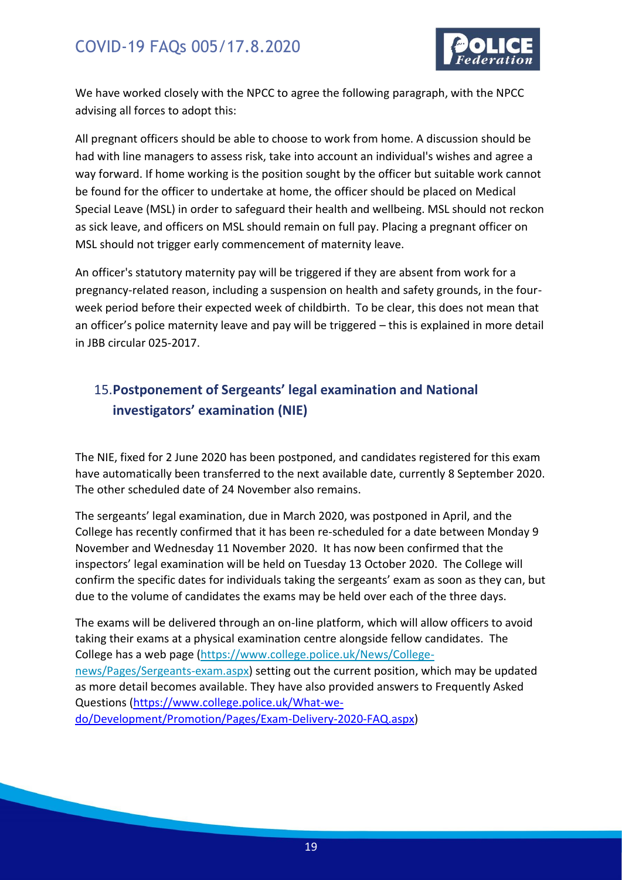We have worked closely with the NPCC to agree the following paragraph, with the NPCC advising all forces to adopt this:

All pregnant officers should be able to choose to work from home. A discussion should be had with line managers to assess risk, take into account an individual's wishes and agree a way forward. If home working is the position sought by the officer but suitable work cannot be found for the officer to undertake at home, the officer should be placed on Medical Special Leave (MSL) in order to safeguard their health and wellbeing. MSL should not reckon as sick leave, and officers on MSL should remain on full pay. Placing a pregnant officer on MSL should not trigger early commencement of maternity leave.

An officer's statutory maternity pay will be triggered if they are absent from work for a pregnancy-related reason, including a suspension on health and safety grounds, in the four-week period before their expected week of childbirth. To be clear, this does not mean that an officer's police maternity leave and pay will be triggered – this is explained in more detail in JBB circular 025-2017.

## 15. Postponement of Sergeants' legal examination and National investigators' examination (NIE)

The NIE, fixed for 2 June 2020 has been postponed, and candidates registered for this exam have automatically been transferred to the next available date, currently 8 September 2020. The other scheduled date of 24 November also remains.

The sergeants' legal examination, due in March 2020, was postponed in April, and the College has recently confirmed that it has been re-scheduled for a date between Monday 9 November and Wednesday 11 November 2020. It has now been confirmed that the inspectors' legal examination will be held on Tuesday 13 October 2020. The College will confirm the specific dates for individuals taking the sergeants' exam as soon as they can, but due to the volume of candidates the exams may be held over each of the three days.

The exams will be delivered through an on-line platform, which will allow officers to avoid taking their exams at a physical examination centre alongside fellow candidates. The College has a web page (https://www.college.police.uk/News/College-news/Pages/Sergeants-exam.aspx) setting out the current position, which may be updated as more detail becomes available. They have also provided answers to Frequently Asked Questions (https://www.college.police.uk/What-we-do/Development/Promotion/Pages/Exam-Delivery-2020-FAQ.aspx)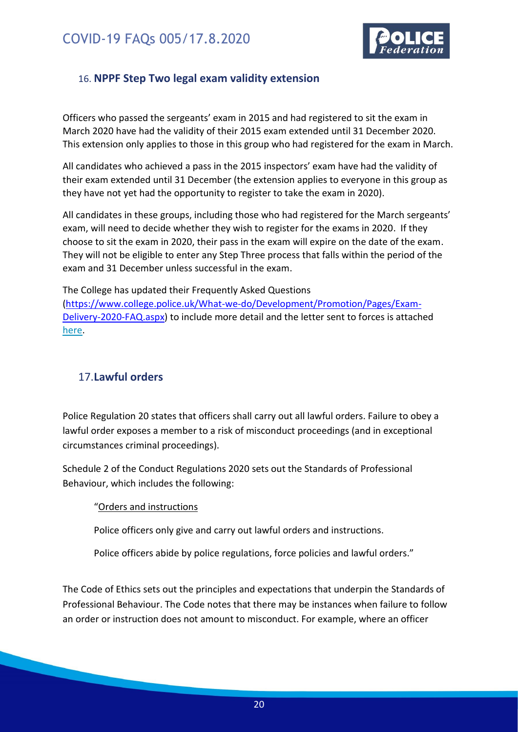## 16. NPPF Step Two legal exam validity extension

Officers who passed the sergeants' exam in 2015 and had registered to sit the exam in March 2020 have had the validity of their 2015 exam extended until 31 December 2020. This extension only applies to those in this group who had registered for the exam in March.

All candidates who achieved a pass in the 2015 inspectors' exam have had the validity of their exam extended until 31 December (the extension applies to everyone in this group as they have not yet had the opportunity to register to take the exam in 2020).

All candidates in these groups, including those who had registered for the March sergeants' exam, will need to decide whether they wish to register for the exams in 2020. If they choose to sit the exam in 2020, their pass in the exam will expire on the date of the exam. They will not be eligible to enter any Step Three process that falls within the period of the exam and 31 December unless successful in the exam.

The College has updated their Frequently Asked Questions (https://www.college.police.uk/What-we-do/Development/Promotion/Pages/Exam-Delivery-2020-FAQ.aspx) to include more detail and the letter sent to forces is attached here.

## 17. Lawful orders

Police Regulation 20 states that officers shall carry out all lawful orders. Failure to obey a lawful order exposes a member to a risk of misconduct proceedings (and in exceptional circumstances criminal proceedings).

Schedule 2 of the Conduct Regulations 2020 sets out the Standards of Professional Behaviour, which includes the following:

> "Orders and instructions
>
> Police officers only give and carry out lawful orders and instructions.
>
> Police officers abide by police regulations, force policies and lawful orders."

The Code of Ethics sets out the principles and expectations that underpin the Standards of Professional Behaviour. The Code notes that there may be instances when failure to follow an order or instruction does not amount to misconduct. For example, where an officer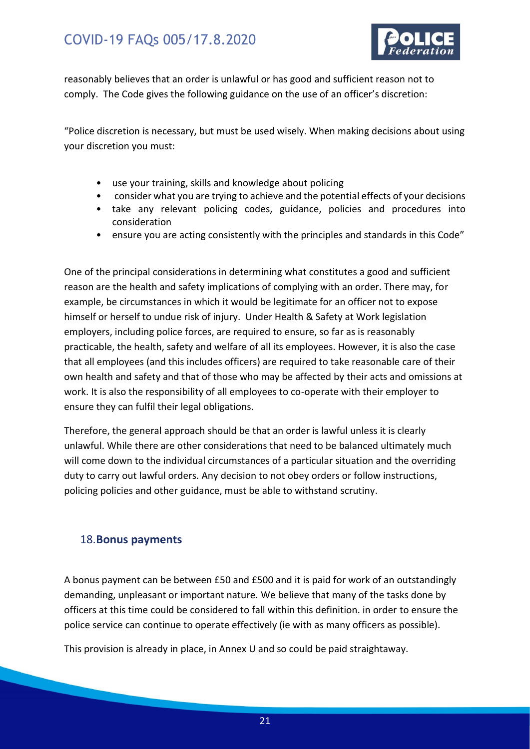reasonably believes that an order is unlawful or has good and sufficient reason not to comply. The Code gives the following guidance on the use of an officer's discretion:

"Police discretion is necessary, but must be used wisely. When making decisions about using your discretion you must:

- use your training, skills and knowledge about policing
- consider what you are trying to achieve and the potential effects of your decisions
- take any relevant policing codes, guidance, policies and procedures into consideration
- ensure you are acting consistently with the principles and standards in this Code"

One of the principal considerations in determining what constitutes a good and sufficient reason are the health and safety implications of complying with an order. There may, for example, be circumstances in which it would be legitimate for an officer not to expose himself or herself to undue risk of injury. Under Health & Safety at Work legislation employers, including police forces, are required to ensure, so far as is reasonably practicable, the health, safety and welfare of all its employees. However, it is also the case that all employees (and this includes officers) are required to take reasonable care of their own health and safety and that of those who may be affected by their acts and omissions at work. It is also the responsibility of all employees to co-operate with their employer to ensure they can fulfil their legal obligations.

Therefore, the general approach should be that an order is lawful unless it is clearly unlawful. While there are other considerations that need to be balanced ultimately much will come down to the individual circumstances of a particular situation and the overriding duty to carry out lawful orders. Any decision to not obey orders or follow instructions, policing policies and other guidance, must be able to withstand scrutiny.

## 18. **Bonus payments**

A bonus payment can be between £50 and £500 and it is paid for work of an outstandingly demanding, unpleasant or important nature. We believe that many of the tasks done by officers at this time could be considered to fall within this definition. in order to ensure the police service can continue to operate effectively (ie with as many officers as possible).

This provision is already in place, in Annex U and so could be paid straightaway.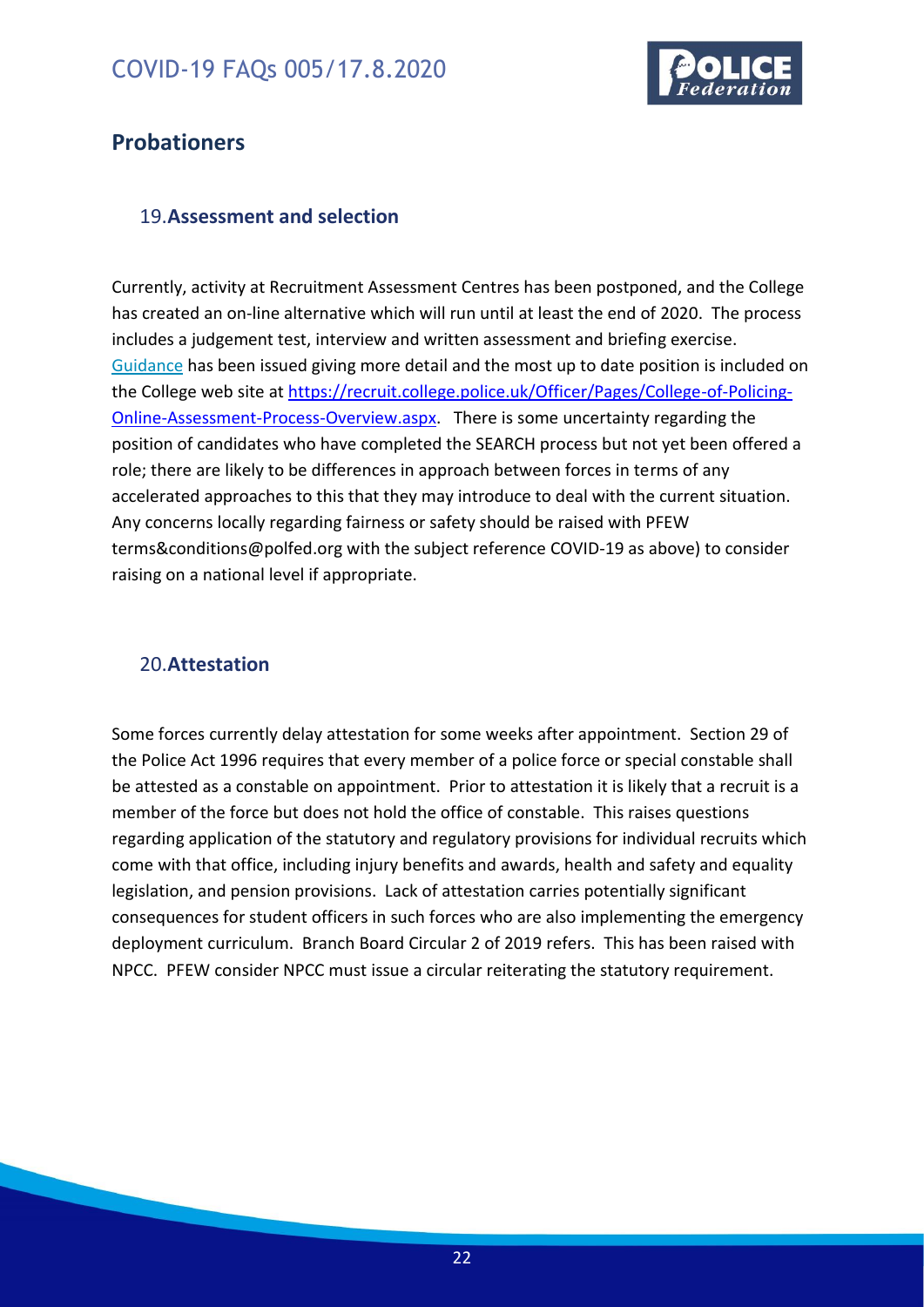## Probationers

### 19. Assessment and selection

Currently, activity at Recruitment Assessment Centres has been postponed, and the College has created an on-line alternative which will run until at least the end of 2020. The process includes a judgement test, interview and written assessment and briefing exercise. Guidance has been issued giving more detail and the most up to date position is included on the College web site at https://recruit.college.police.uk/Officer/Pages/College-of-Policing-Online-Assessment-Process-Overview.aspx. There is some uncertainty regarding the position of candidates who have completed the SEARCH process but not yet been offered a role; there are likely to be differences in approach between forces in terms of any accelerated approaches to this that they may introduce to deal with the current situation. Any concerns locally regarding fairness or safety should be raised with PFEW terms&conditions@polfed.org with the subject reference COVID-19 as above) to consider raising on a national level if appropriate.

### 20. Attestation

Some forces currently delay attestation for some weeks after appointment. Section 29 of the Police Act 1996 requires that every member of a police force or special constable shall be attested as a constable on appointment. Prior to attestation it is likely that a recruit is a member of the force but does not hold the office of constable. This raises questions regarding application of the statutory and regulatory provisions for individual recruits which come with that office, including injury benefits and awards, health and safety and equality legislation, and pension provisions. Lack of attestation carries potentially significant consequences for student officers in such forces who are also implementing the emergency deployment curriculum. Branch Board Circular 2 of 2019 refers. This has been raised with NPCC. PFEW consider NPCC must issue a circular reiterating the statutory requirement.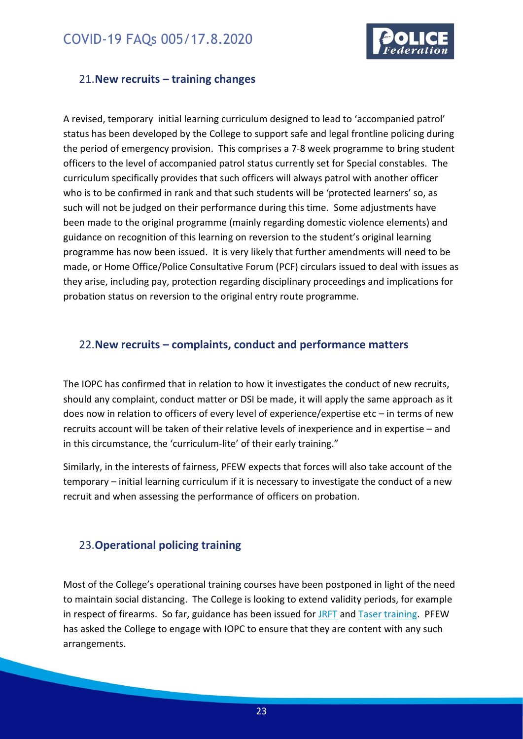## 21. New recruits – training changes

A revised, temporary initial learning curriculum designed to lead to 'accompanied patrol' status has been developed by the College to support safe and legal frontline policing during the period of emergency provision. This comprises a 7-8 week programme to bring student officers to the level of accompanied patrol status currently set for Special constables. The curriculum specifically provides that such officers will always patrol with another officer who is to be confirmed in rank and that such students will be 'protected learners' so, as such will not be judged on their performance during this time. Some adjustments have been made to the original programme (mainly regarding domestic violence elements) and guidance on recognition of this learning on reversion to the student's original learning programme has now been issued. It is very likely that further amendments will need to be made, or Home Office/Police Consultative Forum (PCF) circulars issued to deal with issues as they arise, including pay, protection regarding disciplinary proceedings and implications for probation status on reversion to the original entry route programme.

## 22. New recruits – complaints, conduct and performance matters

The IOPC has confirmed that in relation to how it investigates the conduct of new recruits, should any complaint, conduct matter or DSI be made, it will apply the same approach as it does now in relation to officers of every level of experience/expertise etc – in terms of new recruits account will be taken of their relative levels of inexperience and in expertise – and in this circumstance, the 'curriculum-lite' of their early training."

Similarly, in the interests of fairness, PFEW expects that forces will also take account of the temporary – initial learning curriculum if it is necessary to investigate the conduct of a new recruit and when assessing the performance of officers on probation.

## 23. Operational policing training

Most of the College's operational training courses have been postponed in light of the need to maintain social distancing. The College is looking to extend validity periods, for example in respect of firearms. So far, guidance has been issued for JRFT and Taser training. PFEW has asked the College to engage with IOPC to ensure that they are content with any such arrangements.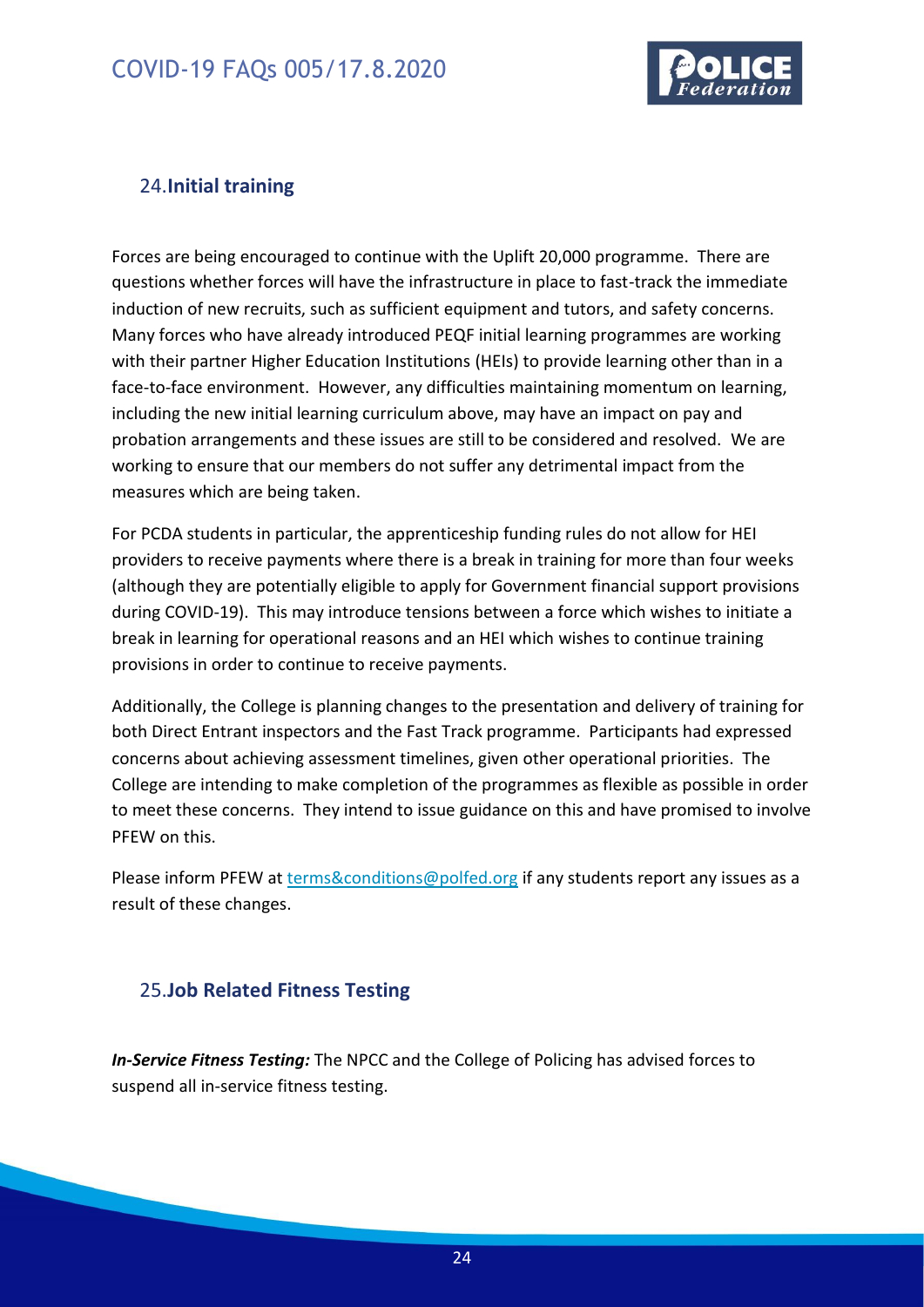## 24. Initial training

Forces are being encouraged to continue with the Uplift 20,000 programme. There are questions whether forces will have the infrastructure in place to fast-track the immediate induction of new recruits, such as sufficient equipment and tutors, and safety concerns. Many forces who have already introduced PEQF initial learning programmes are working with their partner Higher Education Institutions (HEIs) to provide learning other than in a face-to-face environment. However, any difficulties maintaining momentum on learning, including the new initial learning curriculum above, may have an impact on pay and probation arrangements and these issues are still to be considered and resolved. We are working to ensure that our members do not suffer any detrimental impact from the measures which are being taken.

For PCDA students in particular, the apprenticeship funding rules do not allow for HEI providers to receive payments where there is a break in training for more than four weeks (although they are potentially eligible to apply for Government financial support provisions during COVID-19). This may introduce tensions between a force which wishes to initiate a break in learning for operational reasons and an HEI which wishes to continue training provisions in order to continue to receive payments.

Additionally, the College is planning changes to the presentation and delivery of training for both Direct Entrant inspectors and the Fast Track programme. Participants had expressed concerns about achieving assessment timelines, given other operational priorities. The College are intending to make completion of the programmes as flexible as possible in order to meet these concerns. They intend to issue guidance on this and have promised to involve PFEW on this.

Please inform PFEW at terms&conditions@polfed.org if any students report any issues as a result of these changes.

## 25. Job Related Fitness Testing

***In-Service Fitness Testing:*** The NPCC and the College of Policing has advised forces to suspend all in-service fitness testing.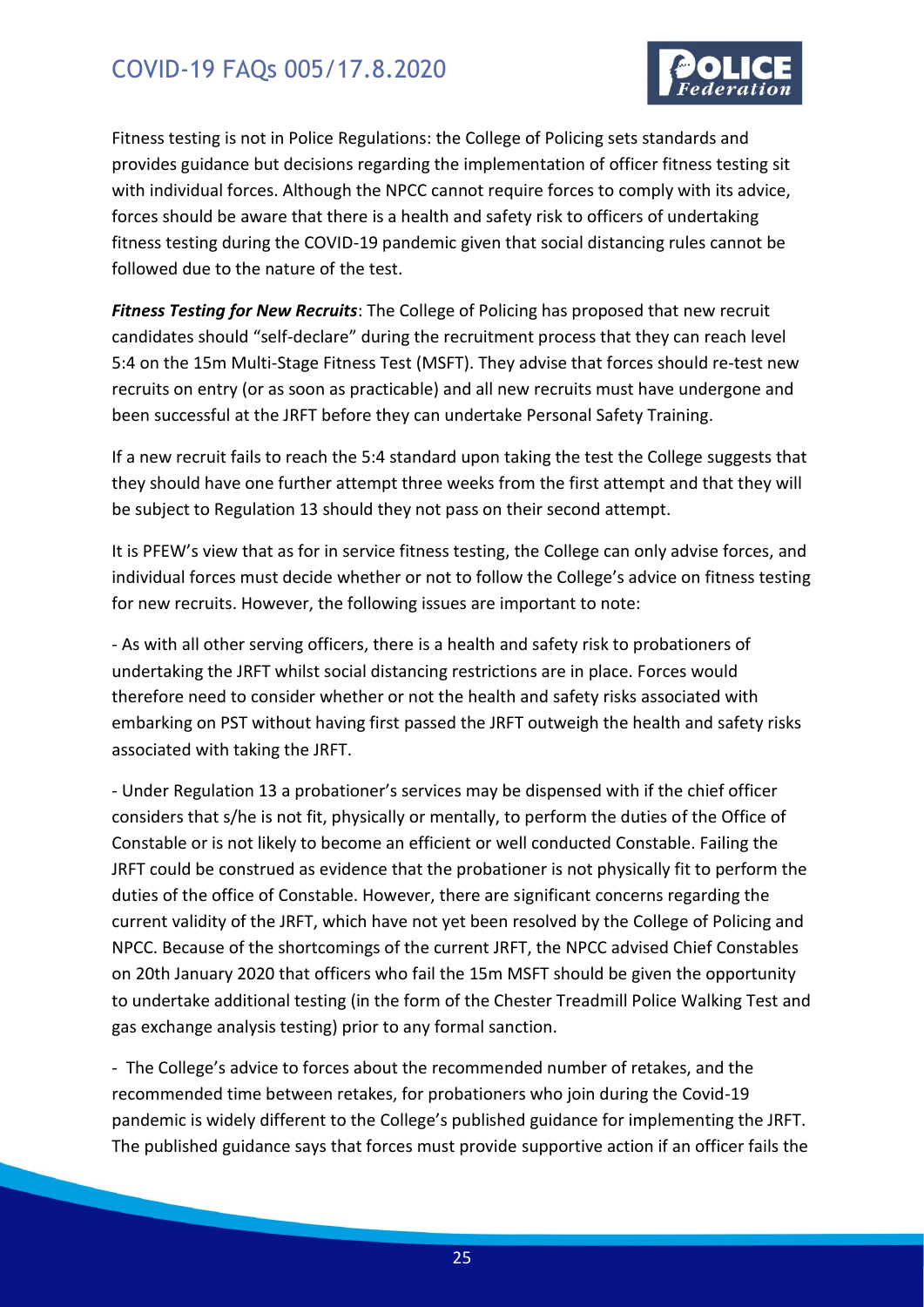Fitness testing is not in Police Regulations: the College of Policing sets standards and provides guidance but decisions regarding the implementation of officer fitness testing sit with individual forces. Although the NPCC cannot require forces to comply with its advice, forces should be aware that there is a health and safety risk to officers of undertaking fitness testing during the COVID-19 pandemic given that social distancing rules cannot be followed due to the nature of the test.

***Fitness Testing for New Recruits***: The College of Policing has proposed that new recruit candidates should "self-declare" during the recruitment process that they can reach level 5:4 on the 15m Multi-Stage Fitness Test (MSFT). They advise that forces should re-test new recruits on entry (or as soon as practicable) and all new recruits must have undergone and been successful at the JRFT before they can undertake Personal Safety Training.

If a new recruit fails to reach the 5:4 standard upon taking the test the College suggests that they should have one further attempt three weeks from the first attempt and that they will be subject to Regulation 13 should they not pass on their second attempt.

It is PFEW's view that as for in service fitness testing, the College can only advise forces, and individual forces must decide whether or not to follow the College's advice on fitness testing for new recruits. However, the following issues are important to note:

- As with all other serving officers, there is a health and safety risk to probationers of undertaking the JRFT whilst social distancing restrictions are in place. Forces would therefore need to consider whether or not the health and safety risks associated with embarking on PST without having first passed the JRFT outweigh the health and safety risks associated with taking the JRFT.

- Under Regulation 13 a probationer's services may be dispensed with if the chief officer considers that s/he is not fit, physically or mentally, to perform the duties of the Office of Constable or is not likely to become an efficient or well conducted Constable. Failing the JRFT could be construed as evidence that the probationer is not physically fit to perform the duties of the office of Constable. However, there are significant concerns regarding the current validity of the JRFT, which have not yet been resolved by the College of Policing and NPCC. Because of the shortcomings of the current JRFT, the NPCC advised Chief Constables on 20th January 2020 that officers who fail the 15m MSFT should be given the opportunity to undertake additional testing (in the form of the Chester Treadmill Police Walking Test and gas exchange analysis testing) prior to any formal sanction.

- The College's advice to forces about the recommended number of retakes, and the recommended time between retakes, for probationers who join during the Covid-19 pandemic is widely different to the College's published guidance for implementing the JRFT. The published guidance says that forces must provide supportive action if an officer fails the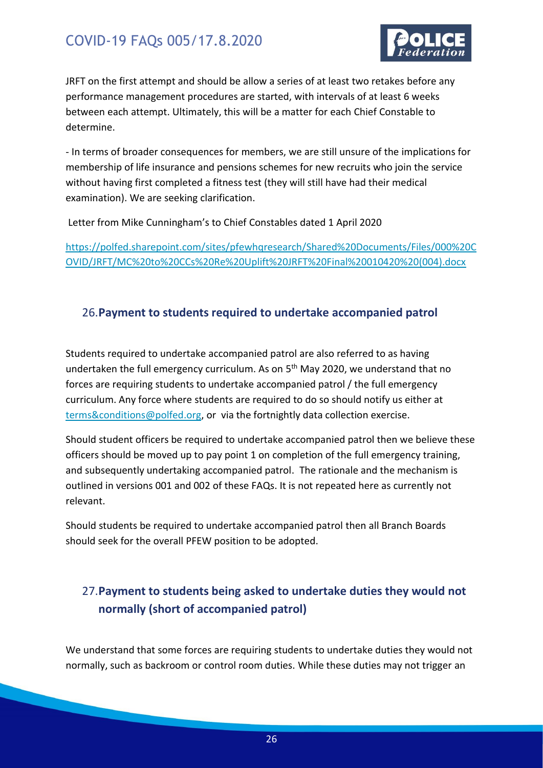JRFT on the first attempt and should be allow a series of at least two retakes before any performance management procedures are started, with intervals of at least 6 weeks between each attempt. Ultimately, this will be a matter for each Chief Constable to determine.

- In terms of broader consequences for members, we are still unsure of the implications for membership of life insurance and pensions schemes for new recruits who join the service without having first completed a fitness test (they will still have had their medical examination). We are seeking clarification.

Letter from Mike Cunningham's to Chief Constables dated 1 April 2020

https://polfed.sharepoint.com/sites/pfewhqresearch/Shared%20Documents/Files/000%20COVID/JRFT/MC%20to%20CCs%20Re%20Uplift%20JRFT%20Final%20010420%20(004).docx

## 26. Payment to students required to undertake accompanied patrol

Students required to undertake accompanied patrol are also referred to as having undertaken the full emergency curriculum. As on 5th May 2020, we understand that no forces are requiring students to undertake accompanied patrol / the full emergency curriculum. Any force where students are required to do so should notify us either at terms&conditions@polfed.org, or via the fortnightly data collection exercise.

Should student officers be required to undertake accompanied patrol then we believe these officers should be moved up to pay point 1 on completion of the full emergency training, and subsequently undertaking accompanied patrol. The rationale and the mechanism is outlined in versions 001 and 002 of these FAQs. It is not repeated here as currently not relevant.

Should students be required to undertake accompanied patrol then all Branch Boards should seek for the overall PFEW position to be adopted.

## 27. Payment to students being asked to undertake duties they would not normally (short of accompanied patrol)

We understand that some forces are requiring students to undertake duties they would not normally, such as backroom or control room duties. While these duties may not trigger an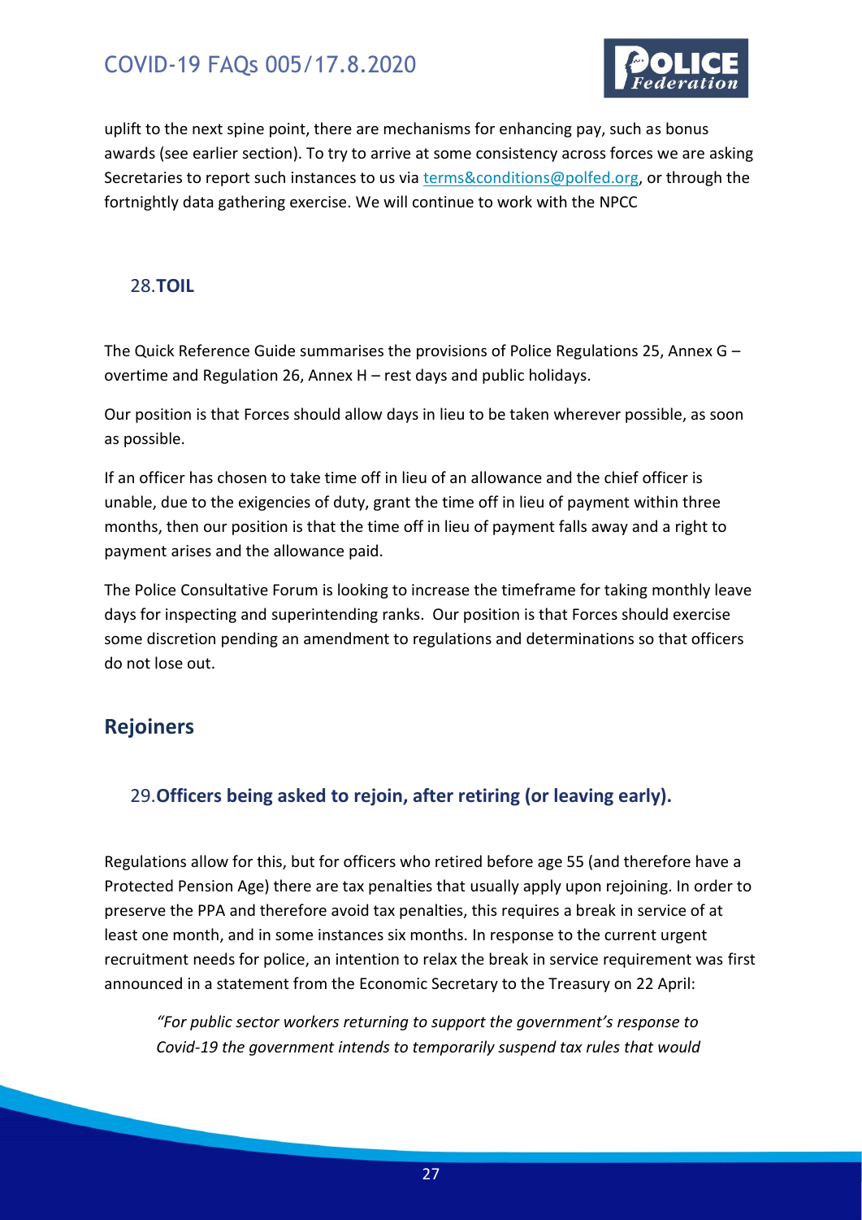uplift to the next spine point, there are mechanisms for enhancing pay, such as bonus awards (see earlier section). To try to arrive at some consistency across forces we are asking Secretaries to report such instances to us via [terms&conditions@polfed.org](mailto:terms&conditions@polfed.org), or through the fortnightly data gathering exercise. We will continue to work with the NPCC

### 28. TOIL

The Quick Reference Guide summarises the provisions of Police Regulations 25, Annex G – overtime and Regulation 26, Annex H – rest days and public holidays.

Our position is that Forces should allow days in lieu to be taken wherever possible, as soon as possible.

If an officer has chosen to take time off in lieu of an allowance and the chief officer is unable, due to the exigencies of duty, grant the time off in lieu of payment within three months, then our position is that the time off in lieu of payment falls away and a right to payment arises and the allowance paid.

The Police Consultative Forum is looking to increase the timeframe for taking monthly leave days for inspecting and superintending ranks. Our position is that Forces should exercise some discretion pending an amendment to regulations and determinations so that officers do not lose out.

## Rejoiners

### 29. Officers being asked to rejoin, after retiring (or leaving early).

Regulations allow for this, but for officers who retired before age 55 (and therefore have a Protected Pension Age) there are tax penalties that usually apply upon rejoining. In order to preserve the PPA and therefore avoid tax penalties, this requires a break in service of at least one month, and in some instances six months. In response to the current urgent recruitment needs for police, an intention to relax the break in service requirement was first announced in a statement from the Economic Secretary to the Treasury on 22 April:

> *"For public sector workers returning to support the government's response to Covid-19 the government intends to temporarily suspend tax rules that would*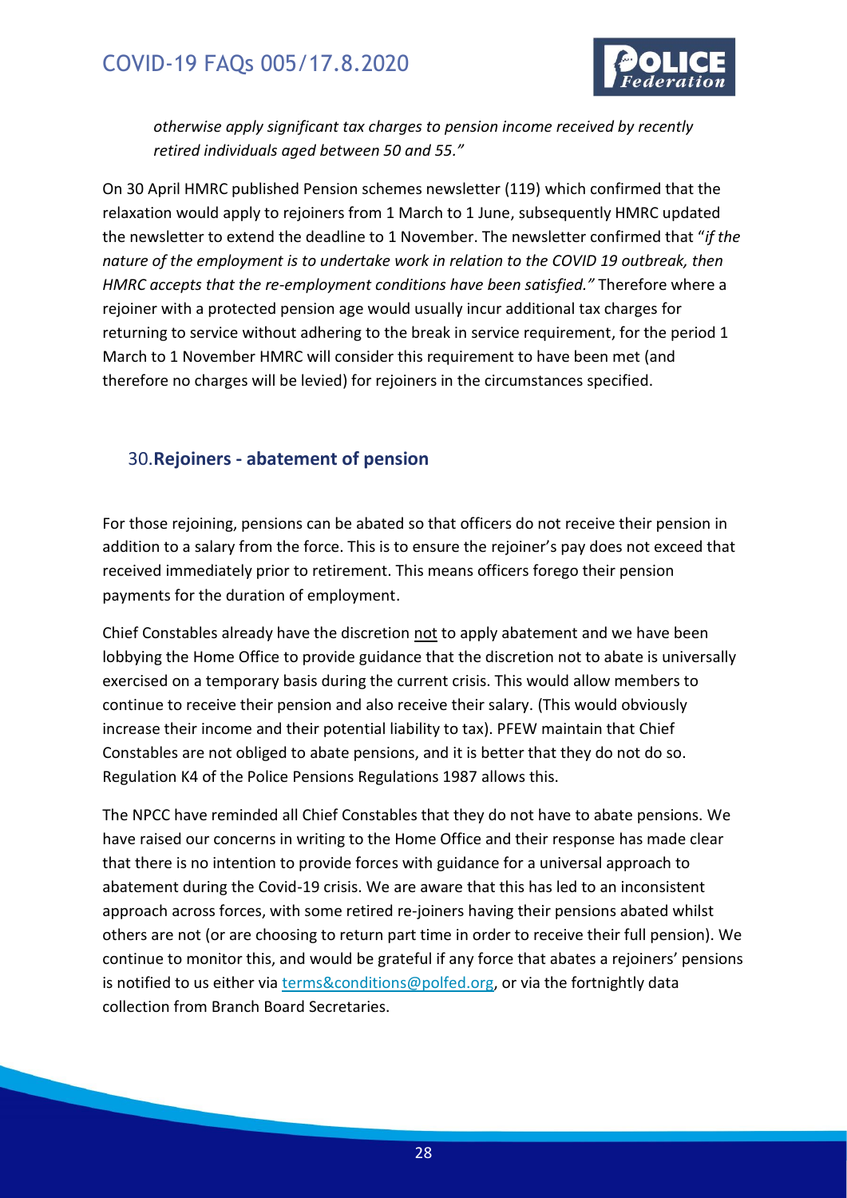*otherwise apply significant tax charges to pension income received by recently retired individuals aged between 50 and 55."*

On 30 April HMRC published Pension schemes newsletter (119) which confirmed that the relaxation would apply to rejoiners from 1 March to 1 June, subsequently HMRC updated the newsletter to extend the deadline to 1 November. The newsletter confirmed that "*if the nature of the employment is to undertake work in relation to the COVID 19 outbreak, then HMRC accepts that the re-employment conditions have been satisfied."* Therefore where a rejoiner with a protected pension age would usually incur additional tax charges for returning to service without adhering to the break in service requirement, for the period 1 March to 1 November HMRC will consider this requirement to have been met (and therefore no charges will be levied) for rejoiners in the circumstances specified.

## 30. **Rejoiners - abatement of pension**

For those rejoining, pensions can be abated so that officers do not receive their pension in addition to a salary from the force. This is to ensure the rejoiner's pay does not exceed that received immediately prior to retirement. This means officers forego their pension payments for the duration of employment.

Chief Constables already have the discretion <u>not</u> to apply abatement and we have been lobbying the Home Office to provide guidance that the discretion not to abate is universally exercised on a temporary basis during the current crisis. This would allow members to continue to receive their pension and also receive their salary. (This would obviously increase their income and their potential liability to tax). PFEW maintain that Chief Constables are not obliged to abate pensions, and it is better that they do not do so. Regulation K4 of the Police Pensions Regulations 1987 allows this.

The NPCC have reminded all Chief Constables that they do not have to abate pensions. We have raised our concerns in writing to the Home Office and their response has made clear that there is no intention to provide forces with guidance for a universal approach to abatement during the Covid-19 crisis. We are aware that this has led to an inconsistent approach across forces, with some retired re-joiners having their pensions abated whilst others are not (or are choosing to return part time in order to receive their full pension). We continue to monitor this, and would be grateful if any force that abates a rejoiners' pensions is notified to us either via terms&conditions@polfed.org, or via the fortnightly data collection from Branch Board Secretaries.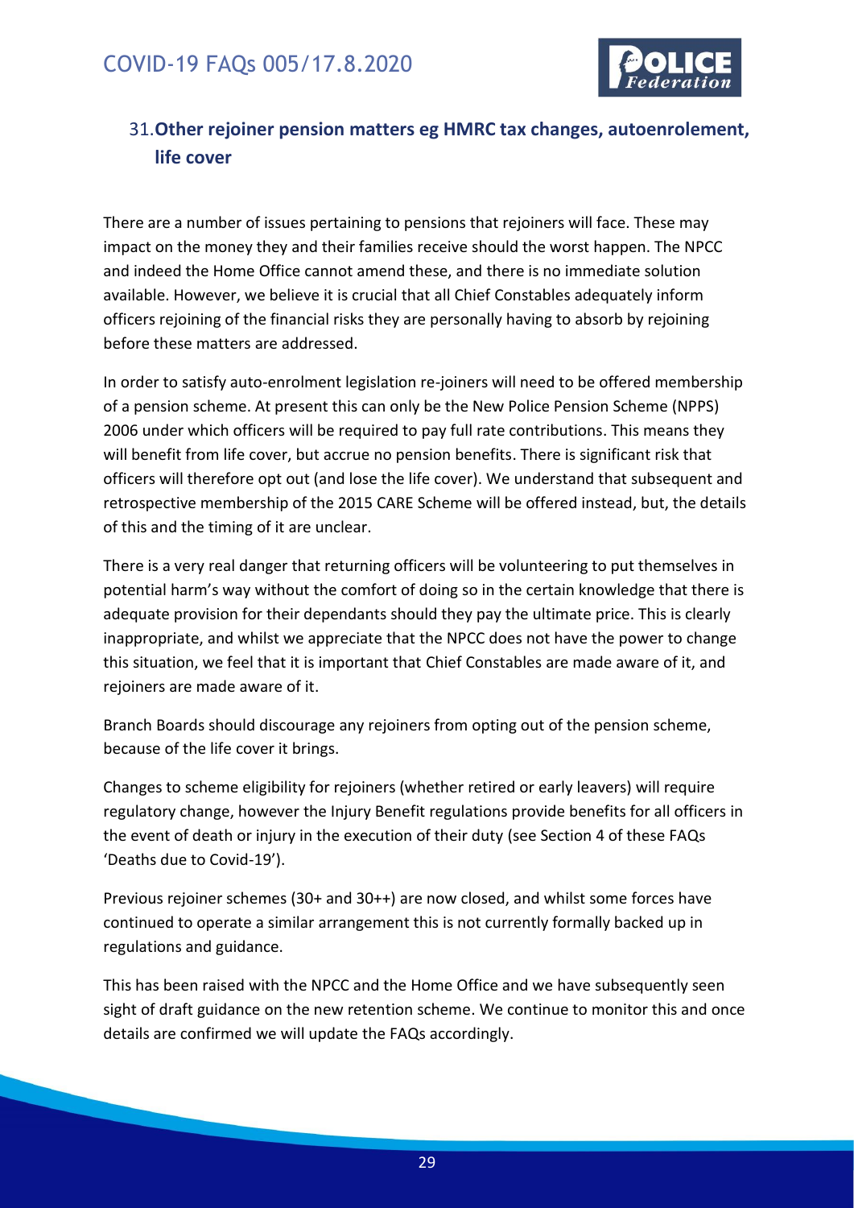## 31. Other rejoiner pension matters eg HMRC tax changes, autoenrolement, life cover

There are a number of issues pertaining to pensions that rejoiners will face. These may impact on the money they and their families receive should the worst happen. The NPCC and indeed the Home Office cannot amend these, and there is no immediate solution available. However, we believe it is crucial that all Chief Constables adequately inform officers rejoining of the financial risks they are personally having to absorb by rejoining before these matters are addressed.

In order to satisfy auto-enrolment legislation re-joiners will need to be offered membership of a pension scheme. At present this can only be the New Police Pension Scheme (NPPS) 2006 under which officers will be required to pay full rate contributions. This means they will benefit from life cover, but accrue no pension benefits. There is significant risk that officers will therefore opt out (and lose the life cover). We understand that subsequent and retrospective membership of the 2015 CARE Scheme will be offered instead, but, the details of this and the timing of it are unclear.

There is a very real danger that returning officers will be volunteering to put themselves in potential harm's way without the comfort of doing so in the certain knowledge that there is adequate provision for their dependants should they pay the ultimate price. This is clearly inappropriate, and whilst we appreciate that the NPCC does not have the power to change this situation, we feel that it is important that Chief Constables are made aware of it, and rejoiners are made aware of it.

Branch Boards should discourage any rejoiners from opting out of the pension scheme, because of the life cover it brings.

Changes to scheme eligibility for rejoiners (whether retired or early leavers) will require regulatory change, however the Injury Benefit regulations provide benefits for all officers in the event of death or injury in the execution of their duty (see Section 4 of these FAQs 'Deaths due to Covid-19').

Previous rejoiner schemes (30+ and 30++) are now closed, and whilst some forces have continued to operate a similar arrangement this is not currently formally backed up in regulations and guidance.

This has been raised with the NPCC and the Home Office and we have subsequently seen sight of draft guidance on the new retention scheme. We continue to monitor this and once details are confirmed we will update the FAQs accordingly.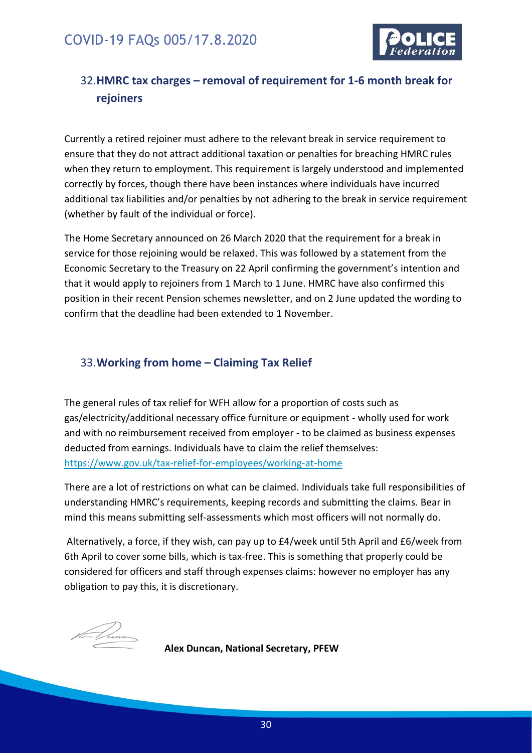## 32. HMRC tax charges – removal of requirement for 1-6 month break for rejoiners

Currently a retired rejoiner must adhere to the relevant break in service requirement to ensure that they do not attract additional taxation or penalties for breaching HMRC rules when they return to employment. This requirement is largely understood and implemented correctly by forces, though there have been instances where individuals have incurred additional tax liabilities and/or penalties by not adhering to the break in service requirement (whether by fault of the individual or force).

The Home Secretary announced on 26 March 2020 that the requirement for a break in service for those rejoining would be relaxed. This was followed by a statement from the Economic Secretary to the Treasury on 22 April confirming the government's intention and that it would apply to rejoiners from 1 March to 1 June. HMRC have also confirmed this position in their recent Pension schemes newsletter, and on 2 June updated the wording to confirm that the deadline had been extended to 1 November.

## 33. Working from home – Claiming Tax Relief

The general rules of tax relief for WFH allow for a proportion of costs such as gas/electricity/additional necessary office furniture or equipment - wholly used for work and with no reimbursement received from employer - to be claimed as business expenses deducted from earnings. Individuals have to claim the relief themselves: https://www.gov.uk/tax-relief-for-employees/working-at-home

There are a lot of restrictions on what can be claimed. Individuals take full responsibilities of understanding HMRC's requirements, keeping records and submitting the claims. Bear in mind this means submitting self-assessments which most officers will not normally do.

Alternatively, a force, if they wish, can pay up to £4/week until 5th April and £6/week from 6th April to cover some bills, which is tax-free. This is something that properly could be considered for officers and staff through expenses claims: however no employer has any obligation to pay this, it is discretionary.

**Alex Duncan, National Secretary, PFEW**